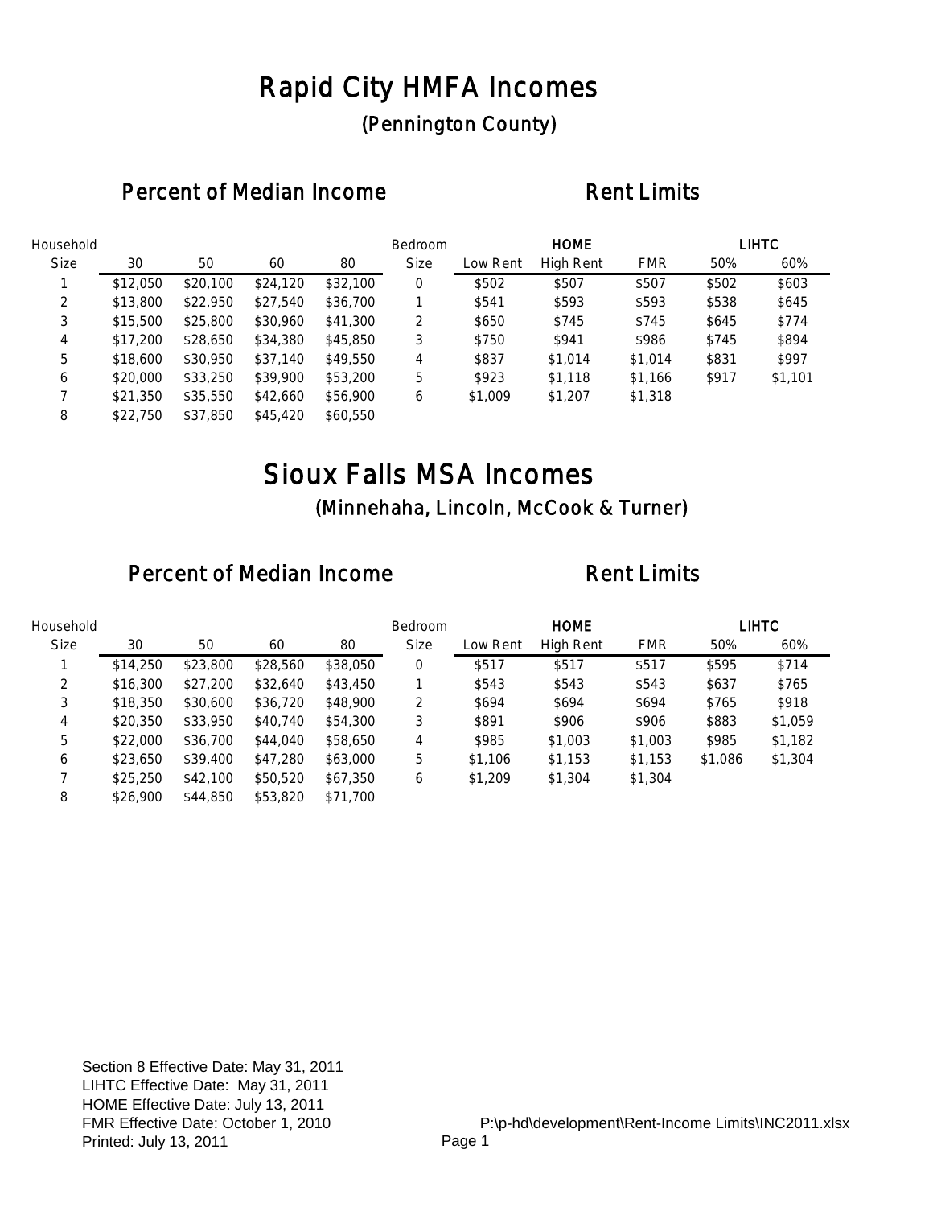# Rapid City HMFA Incomes

## (Pennington County)

### Percent of Median Income

| Household Size | 30 | 50 | 60 | 80 |
|---|---|---|---|---|
| 1 | $12,050 | $20,100 | $24,120 | $32,100 |
| 2 | $13,800 | $22,950 | $27,540 | $36,700 |
| 3 | $15,500 | $25,800 | $30,960 | $41,300 |
| 4 | $17,200 | $28,650 | $34,380 | $45,850 |
| 5 | $18,600 | $30,950 | $37,140 | $49,550 |
| 6 | $20,000 | $33,250 | $39,900 | $53,200 |
| 7 | $21,350 | $35,550 | $42,660 | $56,900 |
| 8 | $22,750 | $37,850 | $45,420 | $60,550 |

### Rent Limits

| Bedroom Size | HOME Low Rent | HOME High Rent | FMR | LIHTC 50% | LIHTC 60% |
|---|---|---|---|---|---|
| 0 | $502 | $507 | $507 | $502 | $603 |
| 1 | $541 | $593 | $593 | $538 | $645 |
| 2 | $650 | $745 | $745 | $645 | $774 |
| 3 | $750 | $941 | $986 | $745 | $894 |
| 4 | $837 | $1,014 | $1,014 | $831 | $997 |
| 5 | $923 | $1,118 | $1,166 | $917 | $1,101 |
| 6 | $1,009 | $1,207 | $1,318 | | |

# Sioux Falls MSA Incomes

## (Minnehaha, Lincoln, McCook & Turner)

### Percent of Median Income

| Household Size | 30 | 50 | 60 | 80 |
|---|---|---|---|---|
| 1 | $14,250 | $23,800 | $28,560 | $38,050 |
| 2 | $16,300 | $27,200 | $32,640 | $43,450 |
| 3 | $18,350 | $30,600 | $36,720 | $48,900 |
| 4 | $20,350 | $33,950 | $40,740 | $54,300 |
| 5 | $22,000 | $36,700 | $44,040 | $58,650 |
| 6 | $23,650 | $39,400 | $47,280 | $63,000 |
| 7 | $25,250 | $42,100 | $50,520 | $67,350 |
| 8 | $26,900 | $44,850 | $53,820 | $71,700 |

### Rent Limits

| Bedroom Size | HOME Low Rent | HOME High Rent | FMR | LIHTC 50% | LIHTC 60% |
|---|---|---|---|---|---|
| 0 | $517 | $517 | $517 | $595 | $714 |
| 1 | $543 | $543 | $543 | $637 | $765 |
| 2 | $694 | $694 | $694 | $765 | $918 |
| 3 | $891 | $906 | $906 | $883 | $1,059 |
| 4 | $985 | $1,003 | $1,003 | $985 | $1,182 |
| 5 | $1,106 | $1,153 | $1,153 | $1,086 | $1,304 |
| 6 | $1,209 | $1,304 | $1,304 | | |

Section 8 Effective Date: May 31, 2011
LIHTC Effective Date: May 31, 2011
HOME Effective Date: July 13, 2011
FMR Effective Date: October 1, 2010
Printed: July 13, 2011

P:\p-hd\development\Rent-Income Limits\INC2011.xlsx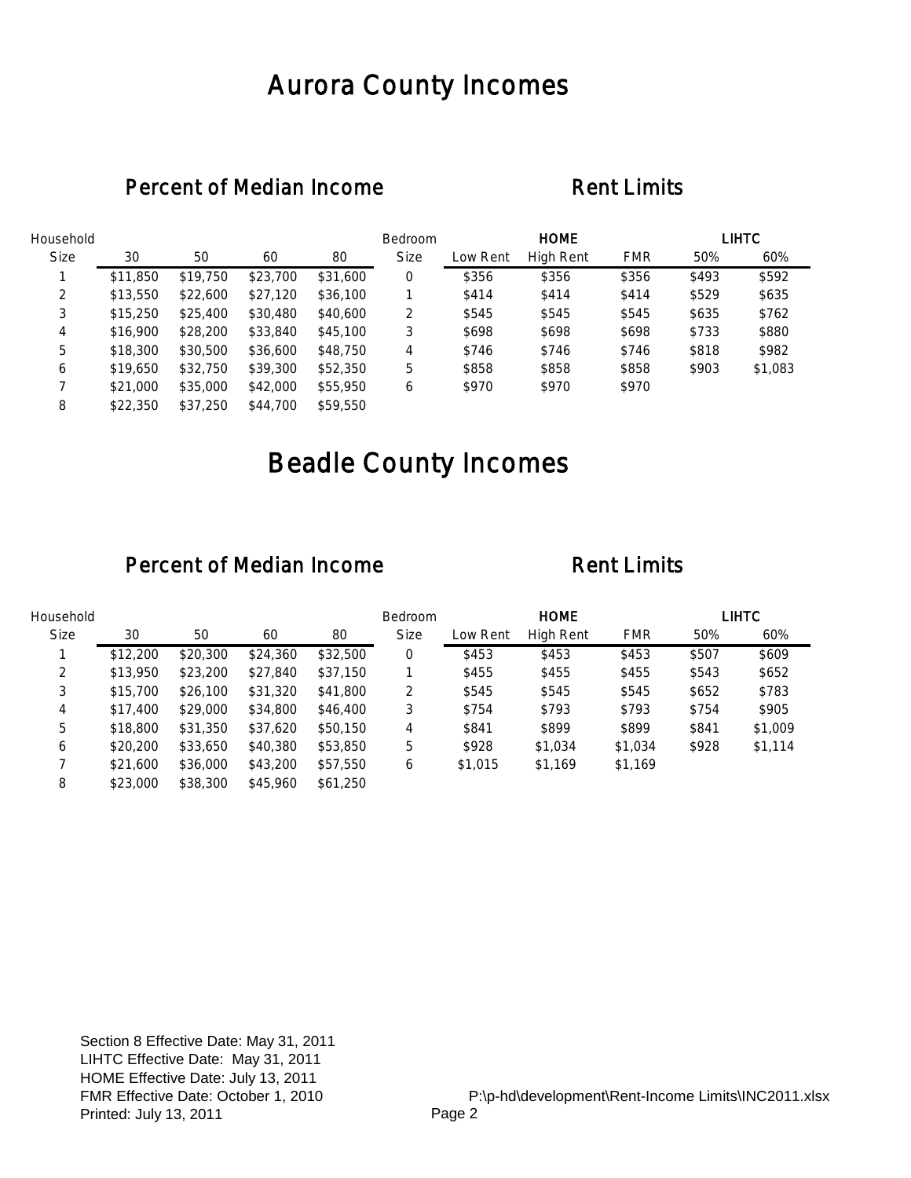# Aurora County Incomes

## Percent of Median Income

| Household Size | 30 | 50 | 60 | 80 |
|---|---|---|---|---|
| 1 | $11,850 | $19,750 | $23,700 | $31,600 |
| 2 | $13,550 | $22,600 | $27,120 | $36,100 |
| 3 | $15,250 | $25,400 | $30,480 | $40,600 |
| 4 | $16,900 | $28,200 | $33,840 | $45,100 |
| 5 | $18,300 | $30,500 | $36,600 | $48,750 |
| 6 | $19,650 | $32,750 | $39,300 | $52,350 |
| 7 | $21,000 | $35,000 | $42,000 | $55,950 |
| 8 | $22,350 | $37,250 | $44,700 | $59,550 |

## Rent Limits

| Bedroom Size | HOME | | | LIHTC | |
|---|---|---|---|---|---|
| | Low Rent | High Rent | FMR | 50% | 60% |
| 0 | $356 | $356 | $356 | $493 | $592 |
| 1 | $414 | $414 | $414 | $529 | $635 |
| 2 | $545 | $545 | $545 | $635 | $762 |
| 3 | $698 | $698 | $698 | $733 | $880 |
| 4 | $746 | $746 | $746 | $818 | $982 |
| 5 | $858 | $858 | $858 | $903 | $1,083 |
| 6 | $970 | $970 | $970 | | |

# Beadle County Incomes

## Percent of Median Income

| Household Size | 30 | 50 | 60 | 80 |
|---|---|---|---|---|
| 1 | $12,200 | $20,300 | $24,360 | $32,500 |
| 2 | $13,950 | $23,200 | $27,840 | $37,150 |
| 3 | $15,700 | $26,100 | $31,320 | $41,800 |
| 4 | $17,400 | $29,000 | $34,800 | $46,400 |
| 5 | $18,800 | $31,350 | $37,620 | $50,150 |
| 6 | $20,200 | $33,650 | $40,380 | $53,850 |
| 7 | $21,600 | $36,000 | $43,200 | $57,550 |
| 8 | $23,000 | $38,300 | $45,960 | $61,250 |

## Rent Limits

| Bedroom Size | HOME | | | LIHTC | |
|---|---|---|---|---|---|
| | Low Rent | High Rent | FMR | 50% | 60% |
| 0 | $453 | $453 | $453 | $507 | $609 |
| 1 | $455 | $455 | $455 | $543 | $652 |
| 2 | $545 | $545 | $545 | $652 | $783 |
| 3 | $754 | $793 | $793 | $754 | $905 |
| 4 | $841 | $899 | $899 | $841 | $1,009 |
| 5 | $928 | $1,034 | $1,034 | $928 | $1,114 |
| 6 | $1,015 | $1,169 | $1,169 | | |

Section 8 Effective Date: May 31, 2011
LIHTC Effective Date: May 31, 2011
HOME Effective Date: July 13, 2011
FMR Effective Date: October 1, 2010
Printed: July 13, 2011

P:\p-hd\development\Rent-Income Limits\INC2011.xlsx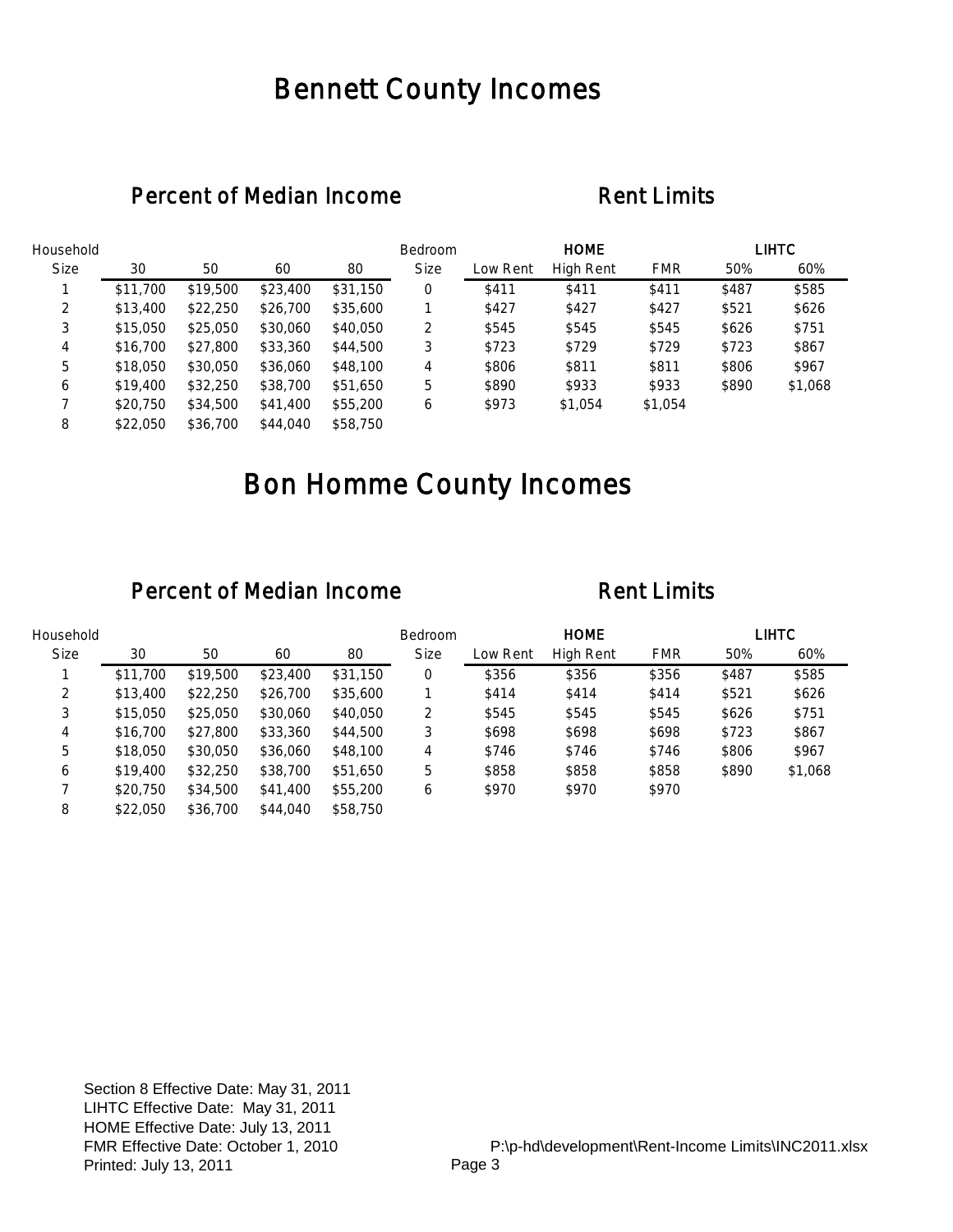# Bennett County Incomes

## Percent of Median Income

| Household Size | 30 | 50 | 60 | 80 |
|---|---|---|---|---|
| 1 | $11,700 | $19,500 | $23,400 | $31,150 |
| 2 | $13,400 | $22,250 | $26,700 | $35,600 |
| 3 | $15,050 | $25,050 | $30,060 | $40,050 |
| 4 | $16,700 | $27,800 | $33,360 | $44,500 |
| 5 | $18,050 | $30,050 | $36,060 | $48,100 |
| 6 | $19,400 | $32,250 | $38,700 | $51,650 |
| 7 | $20,750 | $34,500 | $41,400 | $55,200 |
| 8 | $22,050 | $36,700 | $44,040 | $58,750 |

## Rent Limits

| Bedroom | HOME | | | LIHTC | |
|---|---|---|---|---|---|
| Size | Low Rent | High Rent | FMR | 50% | 60% |
| 0 | $411 | $411 | $411 | $487 | $585 |
| 1 | $427 | $427 | $427 | $521 | $626 |
| 2 | $545 | $545 | $545 | $626 | $751 |
| 3 | $723 | $729 | $729 | $723 | $867 |
| 4 | $806 | $811 | $811 | $806 | $967 |
| 5 | $890 | $933 | $933 | $890 | $1,068 |
| 6 | $973 | $1,054 | $1,054 | | |

# Bon Homme County Incomes

## Percent of Median Income

| Household Size | 30 | 50 | 60 | 80 |
|---|---|---|---|---|
| 1 | $11,700 | $19,500 | $23,400 | $31,150 |
| 2 | $13,400 | $22,250 | $26,700 | $35,600 |
| 3 | $15,050 | $25,050 | $30,060 | $40,050 |
| 4 | $16,700 | $27,800 | $33,360 | $44,500 |
| 5 | $18,050 | $30,050 | $36,060 | $48,100 |
| 6 | $19,400 | $32,250 | $38,700 | $51,650 |
| 7 | $20,750 | $34,500 | $41,400 | $55,200 |
| 8 | $22,050 | $36,700 | $44,040 | $58,750 |

## Rent Limits

| Bedroom | HOME | | | LIHTC | |
|---|---|---|---|---|---|
| Size | Low Rent | High Rent | FMR | 50% | 60% |
| 0 | $356 | $356 | $356 | $487 | $585 |
| 1 | $414 | $414 | $414 | $521 | $626 |
| 2 | $545 | $545 | $545 | $626 | $751 |
| 3 | $698 | $698 | $698 | $723 | $867 |
| 4 | $746 | $746 | $746 | $806 | $967 |
| 5 | $858 | $858 | $858 | $890 | $1,068 |
| 6 | $970 | $970 | $970 | | |

Section 8 Effective Date: May 31, 2011
LIHTC Effective Date: May 31, 2011
HOME Effective Date: July 13, 2011
FMR Effective Date: October 1, 2010
Printed: July 13, 2011

P:\p-hd\development\Rent-Income Limits\INC2011.xlsx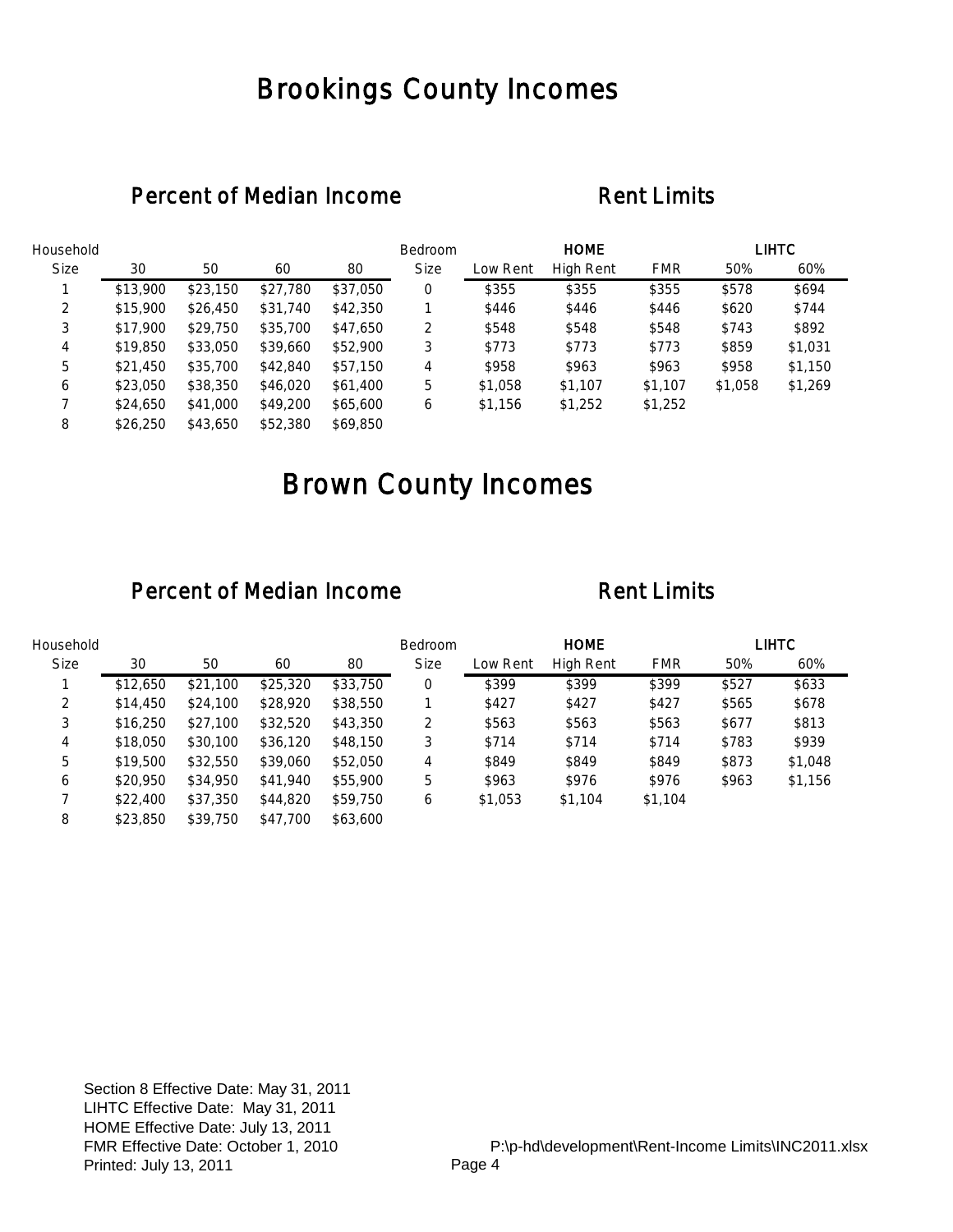# Brookings County Incomes

## Percent of Median Income

| Household Size | 30 | 50 | 60 | 80 |
|---|---|---|---|---|
| 1 | $13,900 | $23,150 | $27,780 | $37,050 |
| 2 | $15,900 | $26,450 | $31,740 | $42,350 |
| 3 | $17,900 | $29,750 | $35,700 | $47,650 |
| 4 | $19,850 | $33,050 | $39,660 | $52,900 |
| 5 | $21,450 | $35,700 | $42,840 | $57,150 |
| 6 | $23,050 | $38,350 | $46,020 | $61,400 |
| 7 | $24,650 | $41,000 | $49,200 | $65,600 |
| 8 | $26,250 | $43,650 | $52,380 | $69,850 |

## Rent Limits

| Bedroom | HOME | | | LIHTC | |
|---|---|---|---|---|---|
| Size | Low Rent | High Rent | FMR | 50% | 60% |
| 0 | $355 | $355 | $355 | $578 | $694 |
| 1 | $446 | $446 | $446 | $620 | $744 |
| 2 | $548 | $548 | $548 | $743 | $892 |
| 3 | $773 | $773 | $773 | $859 | $1,031 |
| 4 | $958 | $963 | $963 | $958 | $1,150 |
| 5 | $1,058 | $1,107 | $1,107 | $1,058 | $1,269 |
| 6 | $1,156 | $1,252 | $1,252 | | |

# Brown County Incomes

## Percent of Median Income

| Household Size | 30 | 50 | 60 | 80 |
|---|---|---|---|---|
| 1 | $12,650 | $21,100 | $25,320 | $33,750 |
| 2 | $14,450 | $24,100 | $28,920 | $38,550 |
| 3 | $16,250 | $27,100 | $32,520 | $43,350 |
| 4 | $18,050 | $30,100 | $36,120 | $48,150 |
| 5 | $19,500 | $32,550 | $39,060 | $52,050 |
| 6 | $20,950 | $34,950 | $41,940 | $55,900 |
| 7 | $22,400 | $37,350 | $44,820 | $59,750 |
| 8 | $23,850 | $39,750 | $47,700 | $63,600 |

## Rent Limits

| Bedroom | HOME | | | LIHTC | |
|---|---|---|---|---|---|
| Size | Low Rent | High Rent | FMR | 50% | 60% |
| 0 | $399 | $399 | $399 | $527 | $633 |
| 1 | $427 | $427 | $427 | $565 | $678 |
| 2 | $563 | $563 | $563 | $677 | $813 |
| 3 | $714 | $714 | $714 | $783 | $939 |
| 4 | $849 | $849 | $849 | $873 | $1,048 |
| 5 | $963 | $976 | $976 | $963 | $1,156 |
| 6 | $1,053 | $1,104 | $1,104 | | |

Section 8 Effective Date: May 31, 2011
LIHTC Effective Date: May 31, 2011
HOME Effective Date: July 13, 2011
FMR Effective Date: October 1, 2010
Printed: July 13, 2011

P:\p-hd\development\Rent-Income Limits\INC2011.xlsx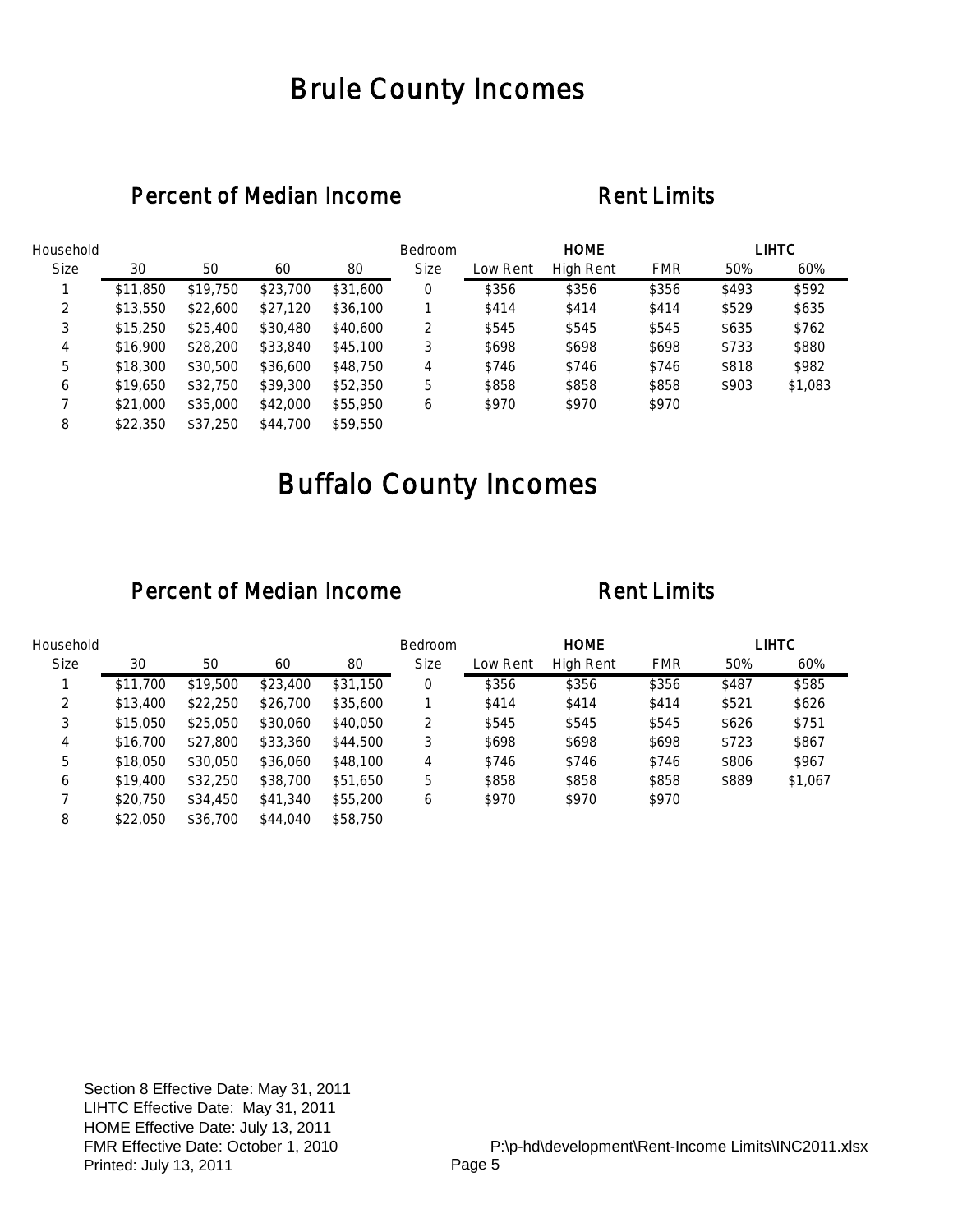# Brule County Incomes

## Percent of Median Income

| Household Size | 30 | 50 | 60 | 80 |
|---|---|---|---|---|
| 1 | $11,850 | $19,750 | $23,700 | $31,600 |
| 2 | $13,550 | $22,600 | $27,120 | $36,100 |
| 3 | $15,250 | $25,400 | $30,480 | $40,600 |
| 4 | $16,900 | $28,200 | $33,840 | $45,100 |
| 5 | $18,300 | $30,500 | $36,600 | $48,750 |
| 6 | $19,650 | $32,750 | $39,300 | $52,350 |
| 7 | $21,000 | $35,000 | $42,000 | $55,950 |
| 8 | $22,350 | $37,250 | $44,700 | $59,550 |

## Rent Limits

| Bedroom | HOME | | | LIHTC | |
|---|---|---|---|---|---|
| Size | Low Rent | High Rent | FMR | 50% | 60% |
| 0 | $356 | $356 | $356 | $493 | $592 |
| 1 | $414 | $414 | $414 | $529 | $635 |
| 2 | $545 | $545 | $545 | $635 | $762 |
| 3 | $698 | $698 | $698 | $733 | $880 |
| 4 | $746 | $746 | $746 | $818 | $982 |
| 5 | $858 | $858 | $858 | $903 | $1,083 |
| 6 | $970 | $970 | $970 | | |

# Buffalo County Incomes

## Percent of Median Income

| Household Size | 30 | 50 | 60 | 80 |
|---|---|---|---|---|
| 1 | $11,700 | $19,500 | $23,400 | $31,150 |
| 2 | $13,400 | $22,250 | $26,700 | $35,600 |
| 3 | $15,050 | $25,050 | $30,060 | $40,050 |
| 4 | $16,700 | $27,800 | $33,360 | $44,500 |
| 5 | $18,050 | $30,050 | $36,060 | $48,100 |
| 6 | $19,400 | $32,250 | $38,700 | $51,650 |
| 7 | $20,750 | $34,450 | $41,340 | $55,200 |
| 8 | $22,050 | $36,700 | $44,040 | $58,750 |

## Rent Limits

| Bedroom | HOME | | | LIHTC | |
|---|---|---|---|---|---|
| Size | Low Rent | High Rent | FMR | 50% | 60% |
| 0 | $356 | $356 | $356 | $487 | $585 |
| 1 | $414 | $414 | $414 | $521 | $626 |
| 2 | $545 | $545 | $545 | $626 | $751 |
| 3 | $698 | $698 | $698 | $723 | $867 |
| 4 | $746 | $746 | $746 | $806 | $967 |
| 5 | $858 | $858 | $858 | $889 | $1,067 |
| 6 | $970 | $970 | $970 | | |

Section 8 Effective Date: May 31, 2011
LIHTC Effective Date: May 31, 2011
HOME Effective Date: July 13, 2011
FMR Effective Date: October 1, 2010
Printed: July 13, 2011

P:\p-hd\development\Rent-Income Limits\INC2011.xlsx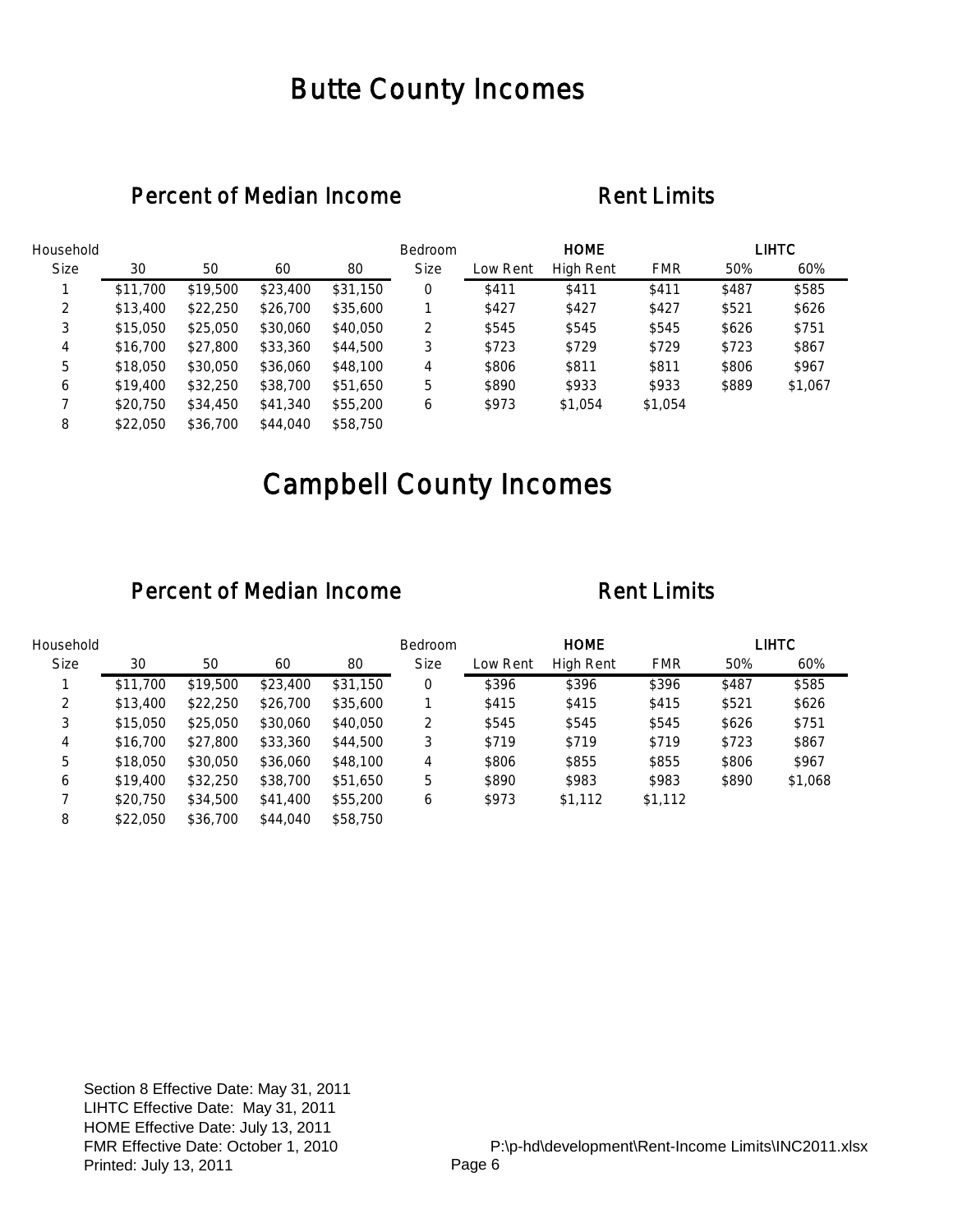# Butte County Incomes

## Percent of Median Income

| Household Size | 30 | 50 | 60 | 80 |
|---|---|---|---|---|
| 1 | $11,700 | $19,500 | $23,400 | $31,150 |
| 2 | $13,400 | $22,250 | $26,700 | $35,600 |
| 3 | $15,050 | $25,050 | $30,060 | $40,050 |
| 4 | $16,700 | $27,800 | $33,360 | $44,500 |
| 5 | $18,050 | $30,050 | $36,060 | $48,100 |
| 6 | $19,400 | $32,250 | $38,700 | $51,650 |
| 7 | $20,750 | $34,450 | $41,340 | $55,200 |
| 8 | $22,050 | $36,700 | $44,040 | $58,750 |

## Rent Limits

| Bedroom | HOME | | | LIHTC | |
|---|---|---|---|---|---|
| Size | Low Rent | High Rent | FMR | 50% | 60% |
| 0 | $411 | $411 | $411 | $487 | $585 |
| 1 | $427 | $427 | $427 | $521 | $626 |
| 2 | $545 | $545 | $545 | $626 | $751 |
| 3 | $723 | $729 | $729 | $723 | $867 |
| 4 | $806 | $811 | $811 | $806 | $967 |
| 5 | $890 | $933 | $933 | $889 | $1,067 |
| 6 | $973 | $1,054 | $1,054 | | |

# Campbell County Incomes

## Percent of Median Income

| Household Size | 30 | 50 | 60 | 80 |
|---|---|---|---|---|
| 1 | $11,700 | $19,500 | $23,400 | $31,150 |
| 2 | $13,400 | $22,250 | $26,700 | $35,600 |
| 3 | $15,050 | $25,050 | $30,060 | $40,050 |
| 4 | $16,700 | $27,800 | $33,360 | $44,500 |
| 5 | $18,050 | $30,050 | $36,060 | $48,100 |
| 6 | $19,400 | $32,250 | $38,700 | $51,650 |
| 7 | $20,750 | $34,500 | $41,400 | $55,200 |
| 8 | $22,050 | $36,700 | $44,040 | $58,750 |

## Rent Limits

| Bedroom | HOME | | | LIHTC | |
|---|---|---|---|---|---|
| Size | Low Rent | High Rent | FMR | 50% | 60% |
| 0 | $396 | $396 | $396 | $487 | $585 |
| 1 | $415 | $415 | $415 | $521 | $626 |
| 2 | $545 | $545 | $545 | $626 | $751 |
| 3 | $719 | $719 | $719 | $723 | $867 |
| 4 | $806 | $855 | $855 | $806 | $967 |
| 5 | $890 | $983 | $983 | $890 | $1,068 |
| 6 | $973 | $1,112 | $1,112 | | |

Section 8 Effective Date: May 31, 2011
LIHTC Effective Date: May 31, 2011
HOME Effective Date: July 13, 2011
FMR Effective Date: October 1, 2010
Printed: July 13, 2011

P:\p-hd\development\Rent-Income Limits\INC2011.xlsx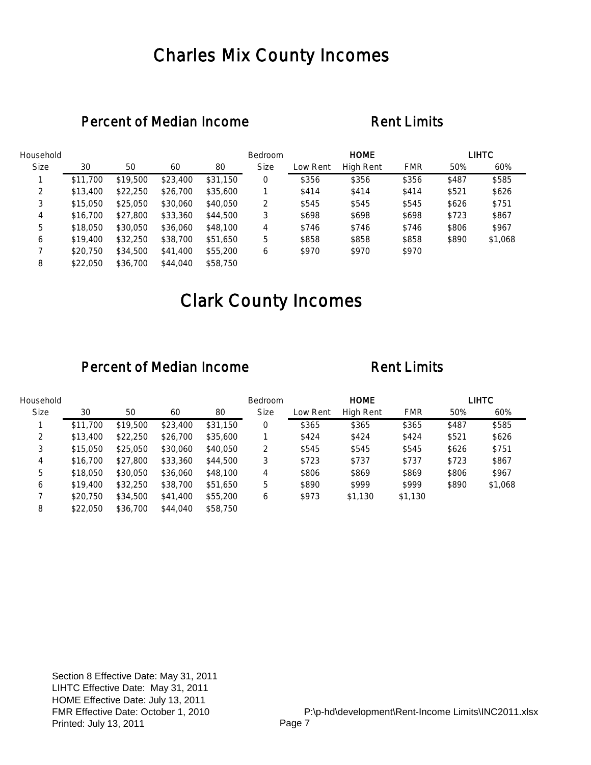# Charles Mix County Incomes

## Percent of Median Income

| Household Size | 30 | 50 | 60 | 80 |
|---|---|---|---|---|
| 1 | $11,700 | $19,500 | $23,400 | $31,150 |
| 2 | $13,400 | $22,250 | $26,700 | $35,600 |
| 3 | $15,050 | $25,050 | $30,060 | $40,050 |
| 4 | $16,700 | $27,800 | $33,360 | $44,500 |
| 5 | $18,050 | $30,050 | $36,060 | $48,100 |
| 6 | $19,400 | $32,250 | $38,700 | $51,650 |
| 7 | $20,750 | $34,500 | $41,400 | $55,200 |
| 8 | $22,050 | $36,700 | $44,040 | $58,750 |

## Rent Limits

| Bedroom | HOME | | | LIHTC | |
|---|---|---|---|---|---|
| Size | Low Rent | High Rent | FMR | 50% | 60% |
| 0 | $356 | $356 | $356 | $487 | $585 |
| 1 | $414 | $414 | $414 | $521 | $626 |
| 2 | $545 | $545 | $545 | $626 | $751 |
| 3 | $698 | $698 | $698 | $723 | $867 |
| 4 | $746 | $746 | $746 | $806 | $967 |
| 5 | $858 | $858 | $858 | $890 | $1,068 |
| 6 | $970 | $970 | $970 | | |

# Clark County Incomes

## Percent of Median Income

| Household Size | 30 | 50 | 60 | 80 |
|---|---|---|---|---|
| 1 | $11,700 | $19,500 | $23,400 | $31,150 |
| 2 | $13,400 | $22,250 | $26,700 | $35,600 |
| 3 | $15,050 | $25,050 | $30,060 | $40,050 |
| 4 | $16,700 | $27,800 | $33,360 | $44,500 |
| 5 | $18,050 | $30,050 | $36,060 | $48,100 |
| 6 | $19,400 | $32,250 | $38,700 | $51,650 |
| 7 | $20,750 | $34,500 | $41,400 | $55,200 |
| 8 | $22,050 | $36,700 | $44,040 | $58,750 |

## Rent Limits

| Bedroom | HOME | | | LIHTC | |
|---|---|---|---|---|---|
| Size | Low Rent | High Rent | FMR | 50% | 60% |
| 0 | $365 | $365 | $365 | $487 | $585 |
| 1 | $424 | $424 | $424 | $521 | $626 |
| 2 | $545 | $545 | $545 | $626 | $751 |
| 3 | $723 | $737 | $737 | $723 | $867 |
| 4 | $806 | $869 | $869 | $806 | $967 |
| 5 | $890 | $999 | $999 | $890 | $1,068 |
| 6 | $973 | $1,130 | $1,130 | | |

Section 8 Effective Date: May 31, 2011
LIHTC Effective Date: May 31, 2011
HOME Effective Date: July 13, 2011
FMR Effective Date: October 1, 2010
Printed: July 13, 2011

P:\p-hd\development\Rent-Income Limits\INC2011.xlsx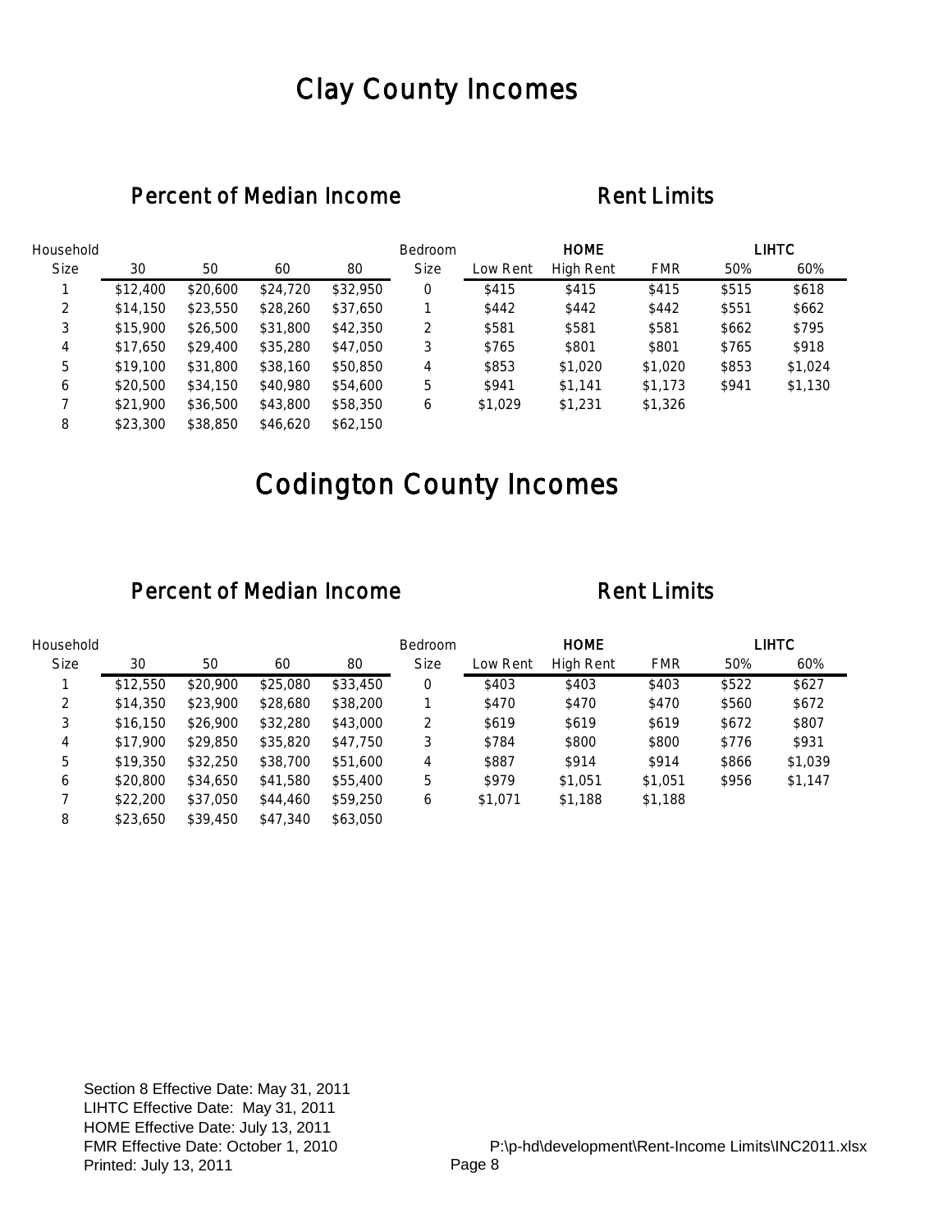# Clay County Incomes

## Percent of Median Income

| Household Size | 30 | 50 | 60 | 80 |
|---|---|---|---|---|
| 1 | $12,400 | $20,600 | $24,720 | $32,950 |
| 2 | $14,150 | $23,550 | $28,260 | $37,650 |
| 3 | $15,900 | $26,500 | $31,800 | $42,350 |
| 4 | $17,650 | $29,400 | $35,280 | $47,050 |
| 5 | $19,100 | $31,800 | $38,160 | $50,850 |
| 6 | $20,500 | $34,150 | $40,980 | $54,600 |
| 7 | $21,900 | $36,500 | $43,800 | $58,350 |
| 8 | $23,300 | $38,850 | $46,620 | $62,150 |

## Rent Limits

| Bedroom | HOME | | | LIHTC | |
|---|---|---|---|---|---|
| Size | Low Rent | High Rent | FMR | 50% | 60% |
| 0 | $415 | $415 | $415 | $515 | $618 |
| 1 | $442 | $442 | $442 | $551 | $662 |
| 2 | $581 | $581 | $581 | $662 | $795 |
| 3 | $765 | $801 | $801 | $765 | $918 |
| 4 | $853 | $1,020 | $1,020 | $853 | $1,024 |
| 5 | $941 | $1,141 | $1,173 | $941 | $1,130 |
| 6 | $1,029 | $1,231 | $1,326 | | |

# Codington County Incomes

## Percent of Median Income

| Household Size | 30 | 50 | 60 | 80 |
|---|---|---|---|---|
| 1 | $12,550 | $20,900 | $25,080 | $33,450 |
| 2 | $14,350 | $23,900 | $28,680 | $38,200 |
| 3 | $16,150 | $26,900 | $32,280 | $43,000 |
| 4 | $17,900 | $29,850 | $35,820 | $47,750 |
| 5 | $19,350 | $32,250 | $38,700 | $51,600 |
| 6 | $20,800 | $34,650 | $41,580 | $55,400 |
| 7 | $22,200 | $37,050 | $44,460 | $59,250 |
| 8 | $23,650 | $39,450 | $47,340 | $63,050 |

## Rent Limits

| Bedroom | HOME | | | LIHTC | |
|---|---|---|---|---|---|
| Size | Low Rent | High Rent | FMR | 50% | 60% |
| 0 | $403 | $403 | $403 | $522 | $627 |
| 1 | $470 | $470 | $470 | $560 | $672 |
| 2 | $619 | $619 | $619 | $672 | $807 |
| 3 | $784 | $800 | $800 | $776 | $931 |
| 4 | $887 | $914 | $914 | $866 | $1,039 |
| 5 | $979 | $1,051 | $1,051 | $956 | $1,147 |
| 6 | $1,071 | $1,188 | $1,188 | | |

Section 8 Effective Date: May 31, 2011
LIHTC Effective Date: May 31, 2011
HOME Effective Date: July 13, 2011
FMR Effective Date: October 1, 2010
Printed: July 13, 2011

P:\p-hd\development\Rent-Income Limits\INC2011.xlsx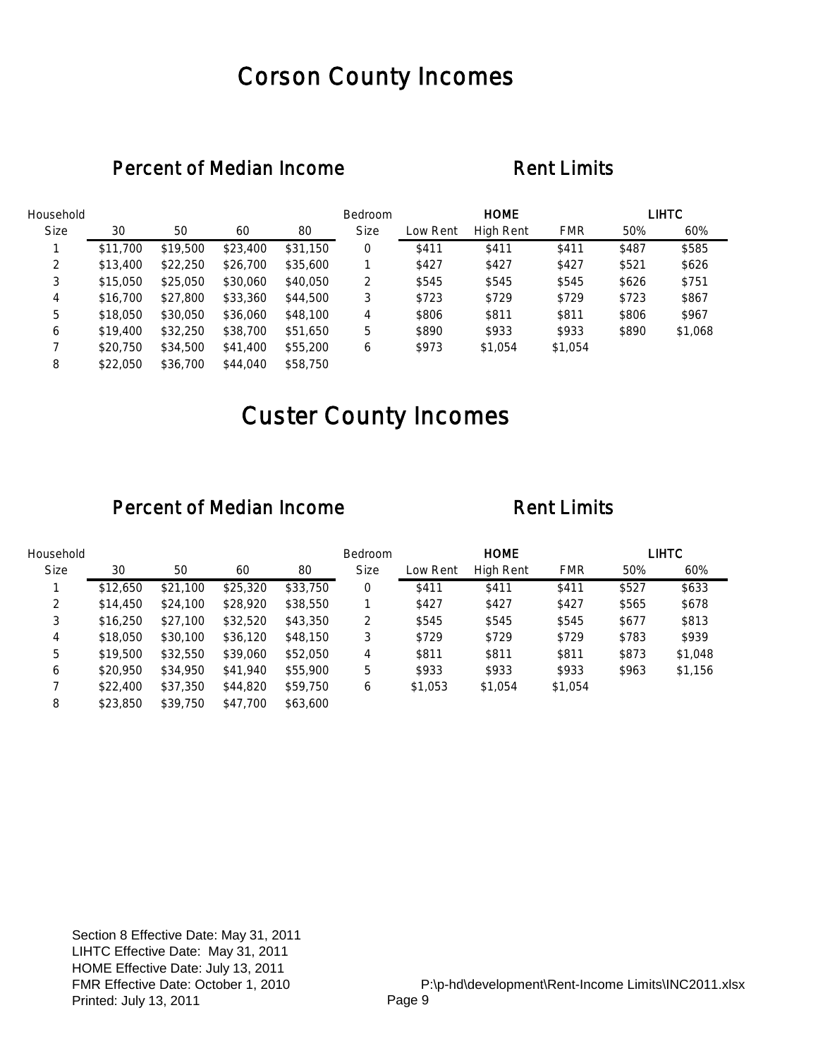# Corson County Incomes

## Percent of Median Income

| Household Size | 30 | 50 | 60 | 80 |
|---|---|---|---|---|
| 1 | $11,700 | $19,500 | $23,400 | $31,150 |
| 2 | $13,400 | $22,250 | $26,700 | $35,600 |
| 3 | $15,050 | $25,050 | $30,060 | $40,050 |
| 4 | $16,700 | $27,800 | $33,360 | $44,500 |
| 5 | $18,050 | $30,050 | $36,060 | $48,100 |
| 6 | $19,400 | $32,250 | $38,700 | $51,650 |
| 7 | $20,750 | $34,500 | $41,400 | $55,200 |
| 8 | $22,050 | $36,700 | $44,040 | $58,750 |

## Rent Limits

| Bedroom | HOME | | | LIHTC | |
|---|---|---|---|---|---|
| Size | Low Rent | High Rent | FMR | 50% | 60% |
| 0 | $411 | $411 | $411 | $487 | $585 |
| 1 | $427 | $427 | $427 | $521 | $626 |
| 2 | $545 | $545 | $545 | $626 | $751 |
| 3 | $723 | $729 | $729 | $723 | $867 |
| 4 | $806 | $811 | $811 | $806 | $967 |
| 5 | $890 | $933 | $933 | $890 | $1,068 |
| 6 | $973 | $1,054 | $1,054 | | |

# Custer County Incomes

## Percent of Median Income

| Household Size | 30 | 50 | 60 | 80 |
|---|---|---|---|---|
| 1 | $12,650 | $21,100 | $25,320 | $33,750 |
| 2 | $14,450 | $24,100 | $28,920 | $38,550 |
| 3 | $16,250 | $27,100 | $32,520 | $43,350 |
| 4 | $18,050 | $30,100 | $36,120 | $48,150 |
| 5 | $19,500 | $32,550 | $39,060 | $52,050 |
| 6 | $20,950 | $34,950 | $41,940 | $55,900 |
| 7 | $22,400 | $37,350 | $44,820 | $59,750 |
| 8 | $23,850 | $39,750 | $47,700 | $63,600 |

## Rent Limits

| Bedroom | HOME | | | LIHTC | |
|---|---|---|---|---|---|
| Size | Low Rent | High Rent | FMR | 50% | 60% |
| 0 | $411 | $411 | $411 | $527 | $633 |
| 1 | $427 | $427 | $427 | $565 | $678 |
| 2 | $545 | $545 | $545 | $677 | $813 |
| 3 | $729 | $729 | $729 | $783 | $939 |
| 4 | $811 | $811 | $811 | $873 | $1,048 |
| 5 | $933 | $933 | $933 | $963 | $1,156 |
| 6 | $1,053 | $1,054 | $1,054 | | |

Section 8 Effective Date: May 31, 2011
LIHTC Effective Date: May 31, 2011
HOME Effective Date: July 13, 2011
FMR Effective Date: October 1, 2010
Printed: July 13, 2011

P:\p-hd\development\Rent-Income Limits\INC2011.xlsx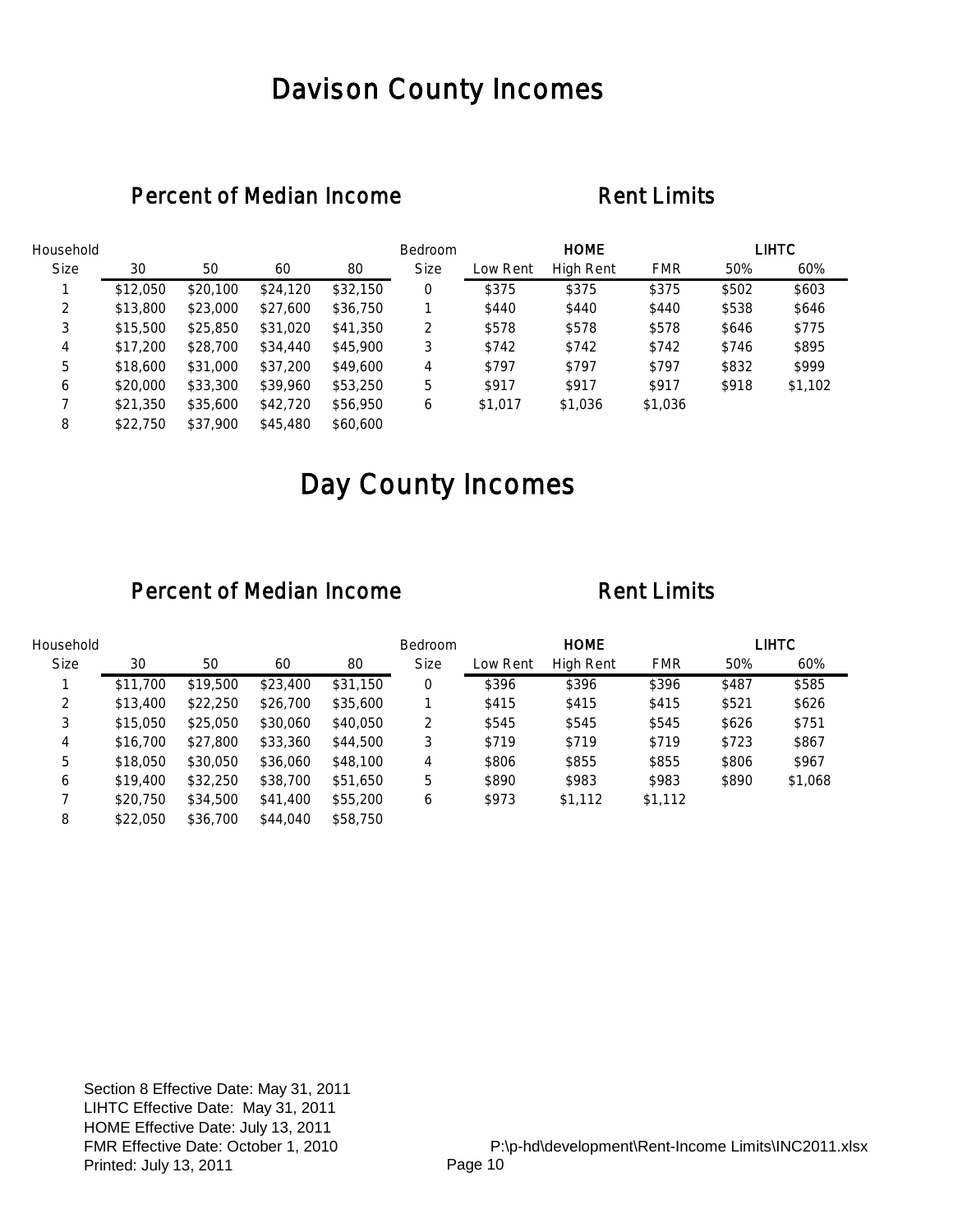# Davison County Incomes

## Percent of Median Income

| Household Size | 30 | 50 | 60 | 80 |
|---|---|---|---|---|
| 1 | $12,050 | $20,100 | $24,120 | $32,150 |
| 2 | $13,800 | $23,000 | $27,600 | $36,750 |
| 3 | $15,500 | $25,850 | $31,020 | $41,350 |
| 4 | $17,200 | $28,700 | $34,440 | $45,900 |
| 5 | $18,600 | $31,000 | $37,200 | $49,600 |
| 6 | $20,000 | $33,300 | $39,960 | $53,250 |
| 7 | $21,350 | $35,600 | $42,720 | $56,950 |
| 8 | $22,750 | $37,900 | $45,480 | $60,600 |

## Rent Limits

| Bedroom | HOME | | | LIHTC | |
|---|---|---|---|---|---|
| Size | Low Rent | High Rent | FMR | 50% | 60% |
| 0 | $375 | $375 | $375 | $502 | $603 |
| 1 | $440 | $440 | $440 | $538 | $646 |
| 2 | $578 | $578 | $578 | $646 | $775 |
| 3 | $742 | $742 | $742 | $746 | $895 |
| 4 | $797 | $797 | $797 | $832 | $999 |
| 5 | $917 | $917 | $917 | $918 | $1,102 |
| 6 | $1,017 | $1,036 | $1,036 | | |

# Day County Incomes

## Percent of Median Income

| Household Size | 30 | 50 | 60 | 80 |
|---|---|---|---|---|
| 1 | $11,700 | $19,500 | $23,400 | $31,150 |
| 2 | $13,400 | $22,250 | $26,700 | $35,600 |
| 3 | $15,050 | $25,050 | $30,060 | $40,050 |
| 4 | $16,700 | $27,800 | $33,360 | $44,500 |
| 5 | $18,050 | $30,050 | $36,060 | $48,100 |
| 6 | $19,400 | $32,250 | $38,700 | $51,650 |
| 7 | $20,750 | $34,500 | $41,400 | $55,200 |
| 8 | $22,050 | $36,700 | $44,040 | $58,750 |

## Rent Limits

| Bedroom | HOME | | | LIHTC | |
|---|---|---|---|---|---|
| Size | Low Rent | High Rent | FMR | 50% | 60% |
| 0 | $396 | $396 | $396 | $487 | $585 |
| 1 | $415 | $415 | $415 | $521 | $626 |
| 2 | $545 | $545 | $545 | $626 | $751 |
| 3 | $719 | $719 | $719 | $723 | $867 |
| 4 | $806 | $855 | $855 | $806 | $967 |
| 5 | $890 | $983 | $983 | $890 | $1,068 |
| 6 | $973 | $1,112 | $1,112 | | |

Section 8 Effective Date: May 31, 2011
LIHTC Effective Date: May 31, 2011
HOME Effective Date: July 13, 2011
FMR Effective Date: October 1, 2010
Printed: July 13, 2011

P:\p-hd\development\Rent-Income Limits\INC2011.xlsx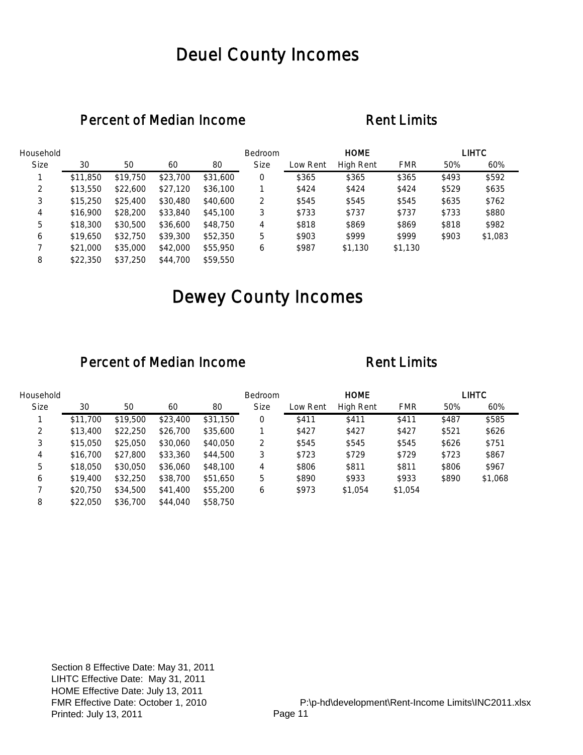# Deuel County Incomes

## Percent of Median Income

| Household Size | 30 | 50 | 60 | 80 |
|---|---|---|---|---|
| 1 | $11,850 | $19,750 | $23,700 | $31,600 |
| 2 | $13,550 | $22,600 | $27,120 | $36,100 |
| 3 | $15,250 | $25,400 | $30,480 | $40,600 |
| 4 | $16,900 | $28,200 | $33,840 | $45,100 |
| 5 | $18,300 | $30,500 | $36,600 | $48,750 |
| 6 | $19,650 | $32,750 | $39,300 | $52,350 |
| 7 | $21,000 | $35,000 | $42,000 | $55,950 |
| 8 | $22,350 | $37,250 | $44,700 | $59,550 |

## Rent Limits

| Bedroom | HOME | | | LIHTC | |
|---|---|---|---|---|---|
| Size | Low Rent | High Rent | FMR | 50% | 60% |
| 0 | $365 | $365 | $365 | $493 | $592 |
| 1 | $424 | $424 | $424 | $529 | $635 |
| 2 | $545 | $545 | $545 | $635 | $762 |
| 3 | $733 | $737 | $737 | $733 | $880 |
| 4 | $818 | $869 | $869 | $818 | $982 |
| 5 | $903 | $999 | $999 | $903 | $1,083 |
| 6 | $987 | $1,130 | $1,130 | | |

# Dewey County Incomes

## Percent of Median Income

| Household Size | 30 | 50 | 60 | 80 |
|---|---|---|---|---|
| 1 | $11,700 | $19,500 | $23,400 | $31,150 |
| 2 | $13,400 | $22,250 | $26,700 | $35,600 |
| 3 | $15,050 | $25,050 | $30,060 | $40,050 |
| 4 | $16,700 | $27,800 | $33,360 | $44,500 |
| 5 | $18,050 | $30,050 | $36,060 | $48,100 |
| 6 | $19,400 | $32,250 | $38,700 | $51,650 |
| 7 | $20,750 | $34,500 | $41,400 | $55,200 |
| 8 | $22,050 | $36,700 | $44,040 | $58,750 |

## Rent Limits

| Bedroom | HOME | | | LIHTC | |
|---|---|---|---|---|---|
| Size | Low Rent | High Rent | FMR | 50% | 60% |
| 0 | $411 | $411 | $411 | $487 | $585 |
| 1 | $427 | $427 | $427 | $521 | $626 |
| 2 | $545 | $545 | $545 | $626 | $751 |
| 3 | $723 | $729 | $729 | $723 | $867 |
| 4 | $806 | $811 | $811 | $806 | $967 |
| 5 | $890 | $933 | $933 | $890 | $1,068 |
| 6 | $973 | $1,054 | $1,054 | | |

Section 8 Effective Date: May 31, 2011
LIHTC Effective Date: May 31, 2011
HOME Effective Date: July 13, 2011
FMR Effective Date: October 1, 2010
Printed: July 13, 2011

P:\p-hd\development\Rent-Income Limits\INC2011.xlsx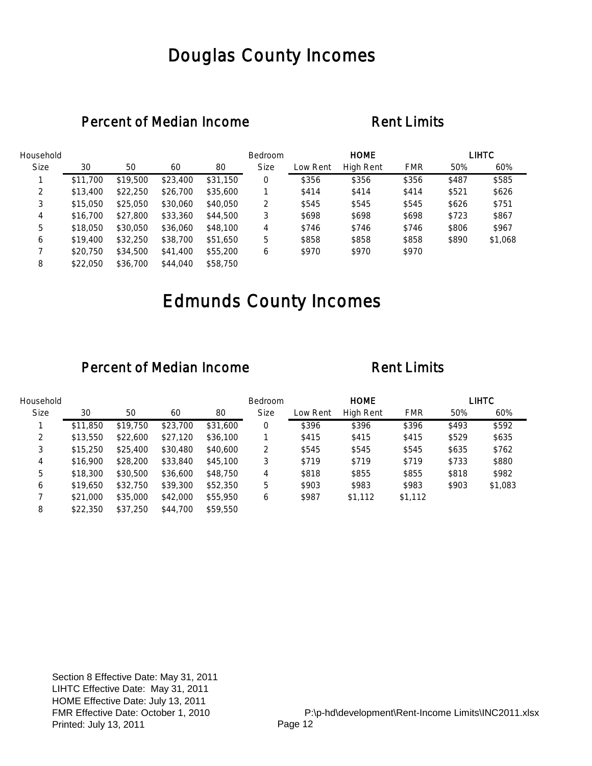# Douglas County Incomes

## Percent of Median Income

| Household Size | 30 | 50 | 60 | 80 |
|---|---|---|---|---|
| 1 | $11,700 | $19,500 | $23,400 | $31,150 |
| 2 | $13,400 | $22,250 | $26,700 | $35,600 |
| 3 | $15,050 | $25,050 | $30,060 | $40,050 |
| 4 | $16,700 | $27,800 | $33,360 | $44,500 |
| 5 | $18,050 | $30,050 | $36,060 | $48,100 |
| 6 | $19,400 | $32,250 | $38,700 | $51,650 |
| 7 | $20,750 | $34,500 | $41,400 | $55,200 |
| 8 | $22,050 | $36,700 | $44,040 | $58,750 |

## Rent Limits

| Bedroom | HOME | | | LIHTC | |
|---|---|---|---|---|---|
| Size | Low Rent | High Rent | FMR | 50% | 60% |
| 0 | $356 | $356 | $356 | $487 | $585 |
| 1 | $414 | $414 | $414 | $521 | $626 |
| 2 | $545 | $545 | $545 | $626 | $751 |
| 3 | $698 | $698 | $698 | $723 | $867 |
| 4 | $746 | $746 | $746 | $806 | $967 |
| 5 | $858 | $858 | $858 | $890 | $1,068 |
| 6 | $970 | $970 | $970 | | |

# Edmunds County Incomes

## Percent of Median Income

| Household Size | 30 | 50 | 60 | 80 |
|---|---|---|---|---|
| 1 | $11,850 | $19,750 | $23,700 | $31,600 |
| 2 | $13,550 | $22,600 | $27,120 | $36,100 |
| 3 | $15,250 | $25,400 | $30,480 | $40,600 |
| 4 | $16,900 | $28,200 | $33,840 | $45,100 |
| 5 | $18,300 | $30,500 | $36,600 | $48,750 |
| 6 | $19,650 | $32,750 | $39,300 | $52,350 |
| 7 | $21,000 | $35,000 | $42,000 | $55,950 |
| 8 | $22,350 | $37,250 | $44,700 | $59,550 |

## Rent Limits

| Bedroom | HOME | | | LIHTC | |
|---|---|---|---|---|---|
| Size | Low Rent | High Rent | FMR | 50% | 60% |
| 0 | $396 | $396 | $396 | $493 | $592 |
| 1 | $415 | $415 | $415 | $529 | $635 |
| 2 | $545 | $545 | $545 | $635 | $762 |
| 3 | $719 | $719 | $719 | $733 | $880 |
| 4 | $818 | $855 | $855 | $818 | $982 |
| 5 | $903 | $983 | $983 | $903 | $1,083 |
| 6 | $987 | $1,112 | $1,112 | | |

Section 8 Effective Date: May 31, 2011
LIHTC Effective Date: May 31, 2011
HOME Effective Date: July 13, 2011
FMR Effective Date: October 1, 2010
Printed: July 13, 2011

P:\p-hd\development\Rent-Income Limits\INC2011.xlsx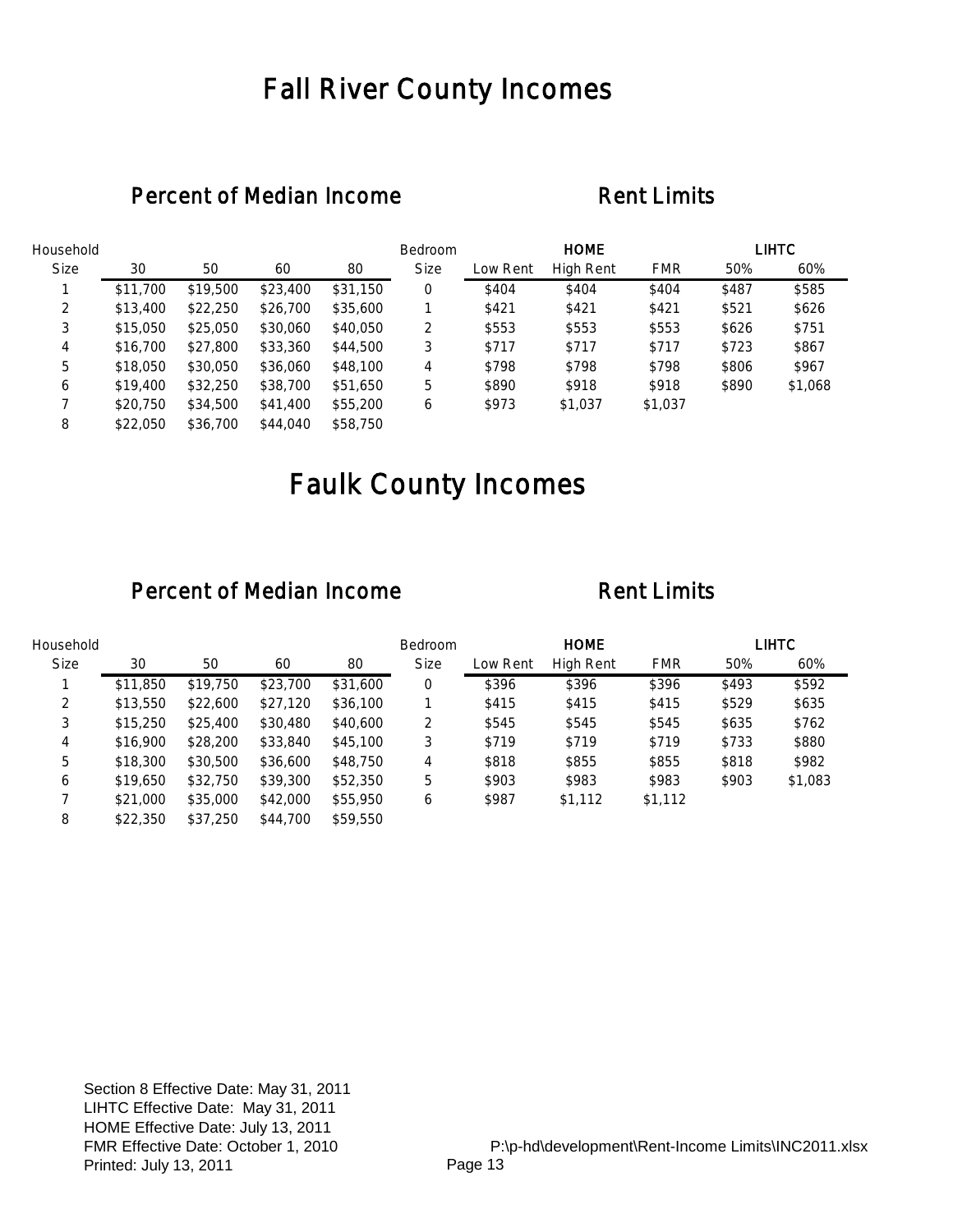# Fall River County Incomes

## Percent of Median Income

| Household Size | 30 | 50 | 60 | 80 |
|---|---|---|---|---|
| 1 | $11,700 | $19,500 | $23,400 | $31,150 |
| 2 | $13,400 | $22,250 | $26,700 | $35,600 |
| 3 | $15,050 | $25,050 | $30,060 | $40,050 |
| 4 | $16,700 | $27,800 | $33,360 | $44,500 |
| 5 | $18,050 | $30,050 | $36,060 | $48,100 |
| 6 | $19,400 | $32,250 | $38,700 | $51,650 |
| 7 | $20,750 | $34,500 | $41,400 | $55,200 |
| 8 | $22,050 | $36,700 | $44,040 | $58,750 |

## Rent Limits

| Bedroom | HOME | | | LIHTC | |
|---|---|---|---|---|---|
| Size | Low Rent | High Rent | FMR | 50% | 60% |
| 0 | $404 | $404 | $404 | $487 | $585 |
| 1 | $421 | $421 | $421 | $521 | $626 |
| 2 | $553 | $553 | $553 | $626 | $751 |
| 3 | $717 | $717 | $717 | $723 | $867 |
| 4 | $798 | $798 | $798 | $806 | $967 |
| 5 | $890 | $918 | $918 | $890 | $1,068 |
| 6 | $973 | $1,037 | $1,037 | | |

# Faulk County Incomes

## Percent of Median Income

| Household Size | 30 | 50 | 60 | 80 |
|---|---|---|---|---|
| 1 | $11,850 | $19,750 | $23,700 | $31,600 |
| 2 | $13,550 | $22,600 | $27,120 | $36,100 |
| 3 | $15,250 | $25,400 | $30,480 | $40,600 |
| 4 | $16,900 | $28,200 | $33,840 | $45,100 |
| 5 | $18,300 | $30,500 | $36,600 | $48,750 |
| 6 | $19,650 | $32,750 | $39,300 | $52,350 |
| 7 | $21,000 | $35,000 | $42,000 | $55,950 |
| 8 | $22,350 | $37,250 | $44,700 | $59,550 |

## Rent Limits

| Bedroom | HOME | | | LIHTC | |
|---|---|---|---|---|---|
| Size | Low Rent | High Rent | FMR | 50% | 60% |
| 0 | $396 | $396 | $396 | $493 | $592 |
| 1 | $415 | $415 | $415 | $529 | $635 |
| 2 | $545 | $545 | $545 | $635 | $762 |
| 3 | $719 | $719 | $719 | $733 | $880 |
| 4 | $818 | $855 | $855 | $818 | $982 |
| 5 | $903 | $983 | $983 | $903 | $1,083 |
| 6 | $987 | $1,112 | $1,112 | | |

Section 8 Effective Date: May 31, 2011
LIHTC Effective Date: May 31, 2011
HOME Effective Date: July 13, 2011
FMR Effective Date: October 1, 2010
Printed: July 13, 2011

P:\p-hd\development\Rent-Income Limits\INC2011.xlsx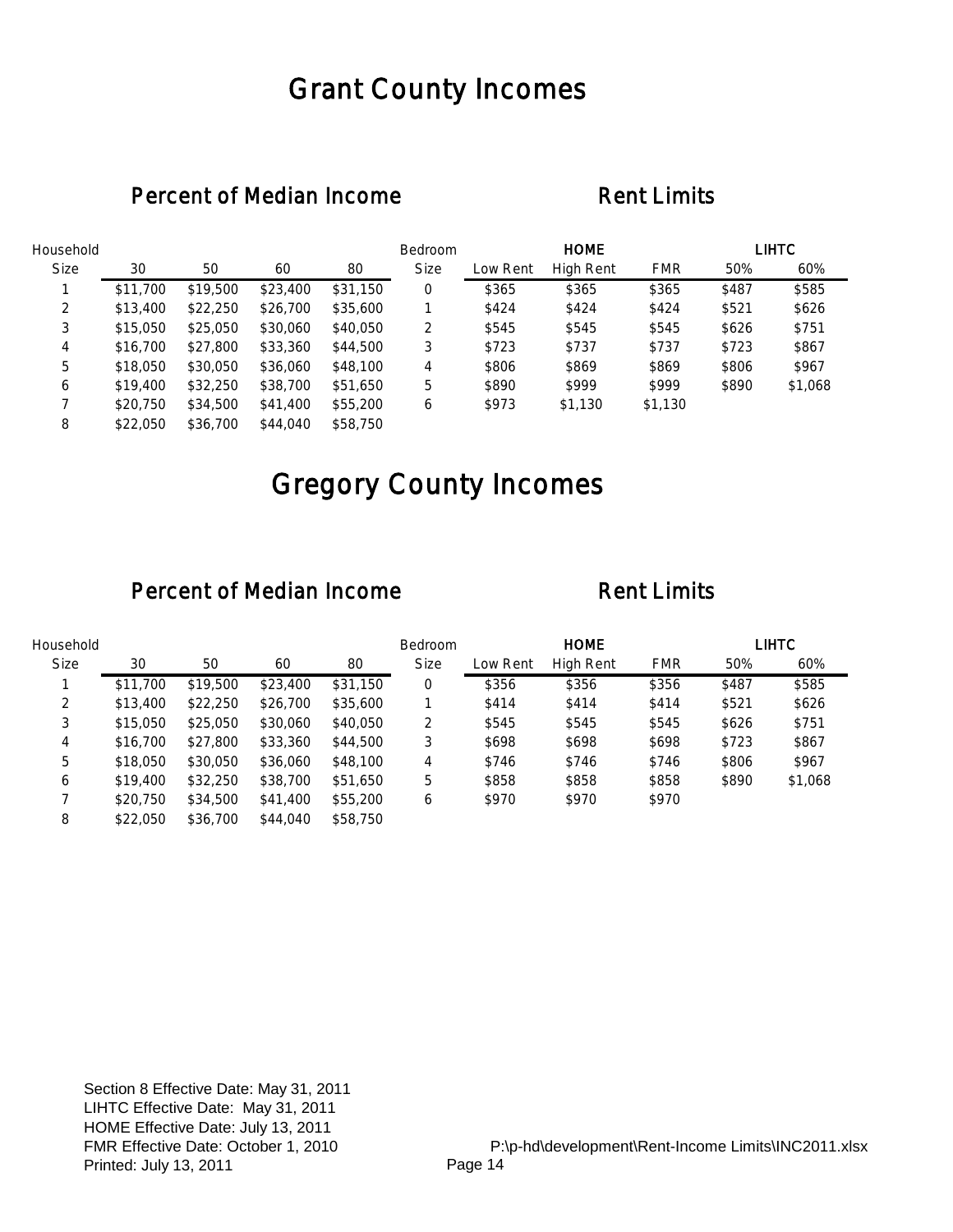# Grant County Incomes

## Percent of Median Income

| Household Size | 30 | 50 | 60 | 80 |
|---|---|---|---|---|
| 1 | $11,700 | $19,500 | $23,400 | $31,150 |
| 2 | $13,400 | $22,250 | $26,700 | $35,600 |
| 3 | $15,050 | $25,050 | $30,060 | $40,050 |
| 4 | $16,700 | $27,800 | $33,360 | $44,500 |
| 5 | $18,050 | $30,050 | $36,060 | $48,100 |
| 6 | $19,400 | $32,250 | $38,700 | $51,650 |
| 7 | $20,750 | $34,500 | $41,400 | $55,200 |
| 8 | $22,050 | $36,700 | $44,040 | $58,750 |

## Rent Limits

| Bedroom | HOME | | | LIHTC | |
|---|---|---|---|---|---|
| Size | Low Rent | High Rent | FMR | 50% | 60% |
| 0 | $365 | $365 | $365 | $487 | $585 |
| 1 | $424 | $424 | $424 | $521 | $626 |
| 2 | $545 | $545 | $545 | $626 | $751 |
| 3 | $723 | $737 | $737 | $723 | $867 |
| 4 | $806 | $869 | $869 | $806 | $967 |
| 5 | $890 | $999 | $999 | $890 | $1,068 |
| 6 | $973 | $1,130 | $1,130 | | |

# Gregory County Incomes

## Percent of Median Income

| Household Size | 30 | 50 | 60 | 80 |
|---|---|---|---|---|
| 1 | $11,700 | $19,500 | $23,400 | $31,150 |
| 2 | $13,400 | $22,250 | $26,700 | $35,600 |
| 3 | $15,050 | $25,050 | $30,060 | $40,050 |
| 4 | $16,700 | $27,800 | $33,360 | $44,500 |
| 5 | $18,050 | $30,050 | $36,060 | $48,100 |
| 6 | $19,400 | $32,250 | $38,700 | $51,650 |
| 7 | $20,750 | $34,500 | $41,400 | $55,200 |
| 8 | $22,050 | $36,700 | $44,040 | $58,750 |

## Rent Limits

| Bedroom | HOME | | | LIHTC | |
|---|---|---|---|---|---|
| Size | Low Rent | High Rent | FMR | 50% | 60% |
| 0 | $356 | $356 | $356 | $487 | $585 |
| 1 | $414 | $414 | $414 | $521 | $626 |
| 2 | $545 | $545 | $545 | $626 | $751 |
| 3 | $698 | $698 | $698 | $723 | $867 |
| 4 | $746 | $746 | $746 | $806 | $967 |
| 5 | $858 | $858 | $858 | $890 | $1,068 |
| 6 | $970 | $970 | $970 | | |

Section 8 Effective Date: May 31, 2011
LIHTC Effective Date: May 31, 2011
HOME Effective Date: July 13, 2011
FMR Effective Date: October 1, 2010
Printed: July 13, 2011

P:\p-hd\development\Rent-Income Limits\INC2011.xlsx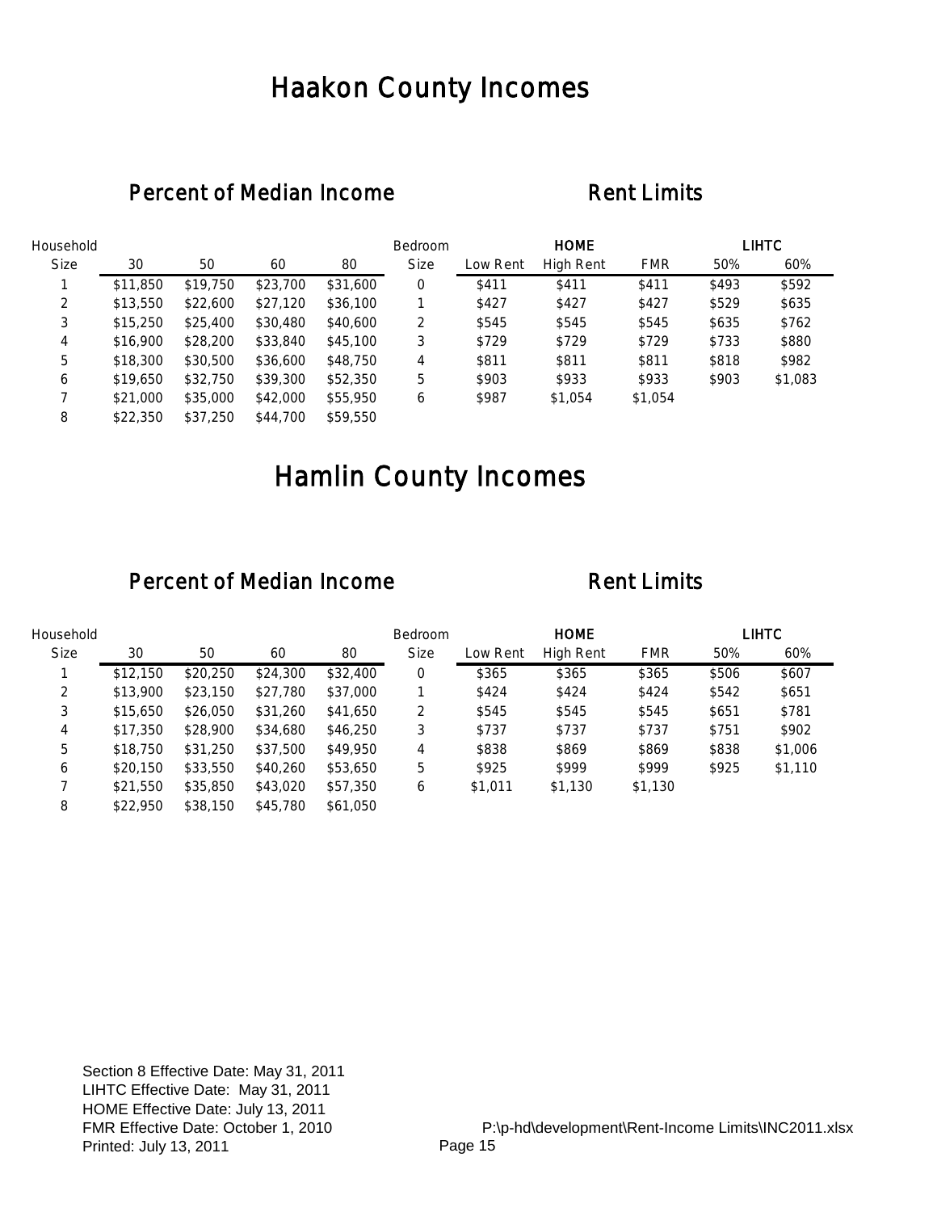# Haakon County Incomes

## Percent of Median Income

| Household Size | 30 | 50 | 60 | 80 |
|---|---|---|---|---|
| 1 | $11,850 | $19,750 | $23,700 | $31,600 |
| 2 | $13,550 | $22,600 | $27,120 | $36,100 |
| 3 | $15,250 | $25,400 | $30,480 | $40,600 |
| 4 | $16,900 | $28,200 | $33,840 | $45,100 |
| 5 | $18,300 | $30,500 | $36,600 | $48,750 |
| 6 | $19,650 | $32,750 | $39,300 | $52,350 |
| 7 | $21,000 | $35,000 | $42,000 | $55,950 |
| 8 | $22,350 | $37,250 | $44,700 | $59,550 |

## Rent Limits

| Bedroom | HOME | | | LIHTC | |
|---|---|---|---|---|---|
| Size | Low Rent | High Rent | FMR | 50% | 60% |
| 0 | $411 | $411 | $411 | $493 | $592 |
| 1 | $427 | $427 | $427 | $529 | $635 |
| 2 | $545 | $545 | $545 | $635 | $762 |
| 3 | $729 | $729 | $729 | $733 | $880 |
| 4 | $811 | $811 | $811 | $818 | $982 |
| 5 | $903 | $933 | $933 | $903 | $1,083 |
| 6 | $987 | $1,054 | $1,054 | | |

# Hamlin County Incomes

## Percent of Median Income

| Household Size | 30 | 50 | 60 | 80 |
|---|---|---|---|---|
| 1 | $12,150 | $20,250 | $24,300 | $32,400 |
| 2 | $13,900 | $23,150 | $27,780 | $37,000 |
| 3 | $15,650 | $26,050 | $31,260 | $41,650 |
| 4 | $17,350 | $28,900 | $34,680 | $46,250 |
| 5 | $18,750 | $31,250 | $37,500 | $49,950 |
| 6 | $20,150 | $33,550 | $40,260 | $53,650 |
| 7 | $21,550 | $35,850 | $43,020 | $57,350 |
| 8 | $22,950 | $38,150 | $45,780 | $61,050 |

## Rent Limits

| Bedroom | HOME | | | LIHTC | |
|---|---|---|---|---|---|
| Size | Low Rent | High Rent | FMR | 50% | 60% |
| 0 | $365 | $365 | $365 | $506 | $607 |
| 1 | $424 | $424 | $424 | $542 | $651 |
| 2 | $545 | $545 | $545 | $651 | $781 |
| 3 | $737 | $737 | $737 | $751 | $902 |
| 4 | $838 | $869 | $869 | $838 | $1,006 |
| 5 | $925 | $999 | $999 | $925 | $1,110 |
| 6 | $1,011 | $1,130 | $1,130 | | |

Section 8 Effective Date: May 31, 2011
LIHTC Effective Date: May 31, 2011
HOME Effective Date: July 13, 2011
FMR Effective Date: October 1, 2010
Printed: July 13, 2011

P:\p-hd\development\Rent-Income Limits\INC2011.xlsx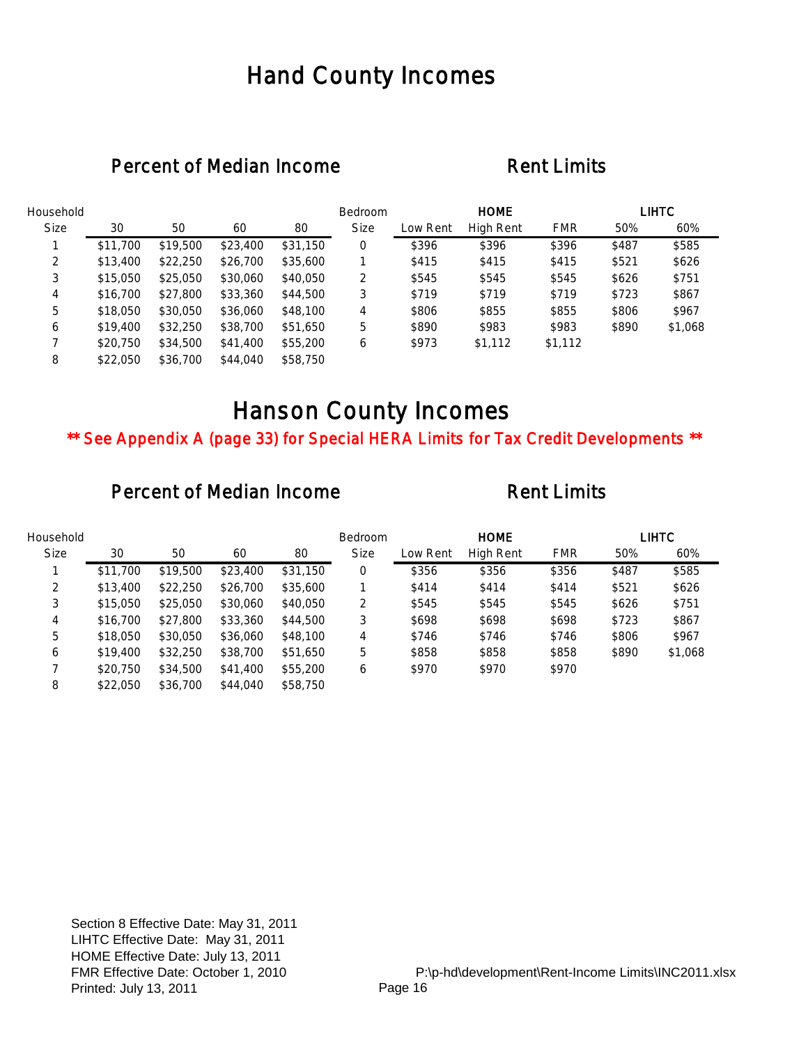# Hand County Incomes

## Percent of Median Income

| Household Size | 30 | 50 | 60 | 80 |
|---|---|---|---|---|
| 1 | $11,700 | $19,500 | $23,400 | $31,150 |
| 2 | $13,400 | $22,250 | $26,700 | $35,600 |
| 3 | $15,050 | $25,050 | $30,060 | $40,050 |
| 4 | $16,700 | $27,800 | $33,360 | $44,500 |
| 5 | $18,050 | $30,050 | $36,060 | $48,100 |
| 6 | $19,400 | $32,250 | $38,700 | $51,650 |
| 7 | $20,750 | $34,500 | $41,400 | $55,200 |
| 8 | $22,050 | $36,700 | $44,040 | $58,750 |

## Rent Limits

| Bedroom | HOME | | | LIHTC | |
|---|---|---|---|---|---|
| Size | Low Rent | High Rent | FMR | 50% | 60% |
| 0 | $396 | $396 | $396 | $487 | $585 |
| 1 | $415 | $415 | $415 | $521 | $626 |
| 2 | $545 | $545 | $545 | $626 | $751 |
| 3 | $719 | $719 | $719 | $723 | $867 |
| 4 | $806 | $855 | $855 | $806 | $967 |
| 5 | $890 | $983 | $983 | $890 | $1,068 |
| 6 | $973 | $1,112 | $1,112 | | |

# Hanson County Incomes

**\*\* See Appendix A (page 33) for Special HERA Limits for Tax Credit Developments \*\***

## Percent of Median Income

| Household Size | 30 | 50 | 60 | 80 |
|---|---|---|---|---|
| 1 | $11,700 | $19,500 | $23,400 | $31,150 |
| 2 | $13,400 | $22,250 | $26,700 | $35,600 |
| 3 | $15,050 | $25,050 | $30,060 | $40,050 |
| 4 | $16,700 | $27,800 | $33,360 | $44,500 |
| 5 | $18,050 | $30,050 | $36,060 | $48,100 |
| 6 | $19,400 | $32,250 | $38,700 | $51,650 |
| 7 | $20,750 | $34,500 | $41,400 | $55,200 |
| 8 | $22,050 | $36,700 | $44,040 | $58,750 |

## Rent Limits

| Bedroom | HOME | | | LIHTC | |
|---|---|---|---|---|---|
| Size | Low Rent | High Rent | FMR | 50% | 60% |
| 0 | $356 | $356 | $356 | $487 | $585 |
| 1 | $414 | $414 | $414 | $521 | $626 |
| 2 | $545 | $545 | $545 | $626 | $751 |
| 3 | $698 | $698 | $698 | $723 | $867 |
| 4 | $746 | $746 | $746 | $806 | $967 |
| 5 | $858 | $858 | $858 | $890 | $1,068 |
| 6 | $970 | $970 | $970 | | |

Section 8 Effective Date: May 31, 2011
LIHTC Effective Date: May 31, 2011
HOME Effective Date: July 13, 2011
FMR Effective Date: October 1, 2010
Printed: July 13, 2011

P:\p-hd\development\Rent-Income Limits\INC2011.xlsx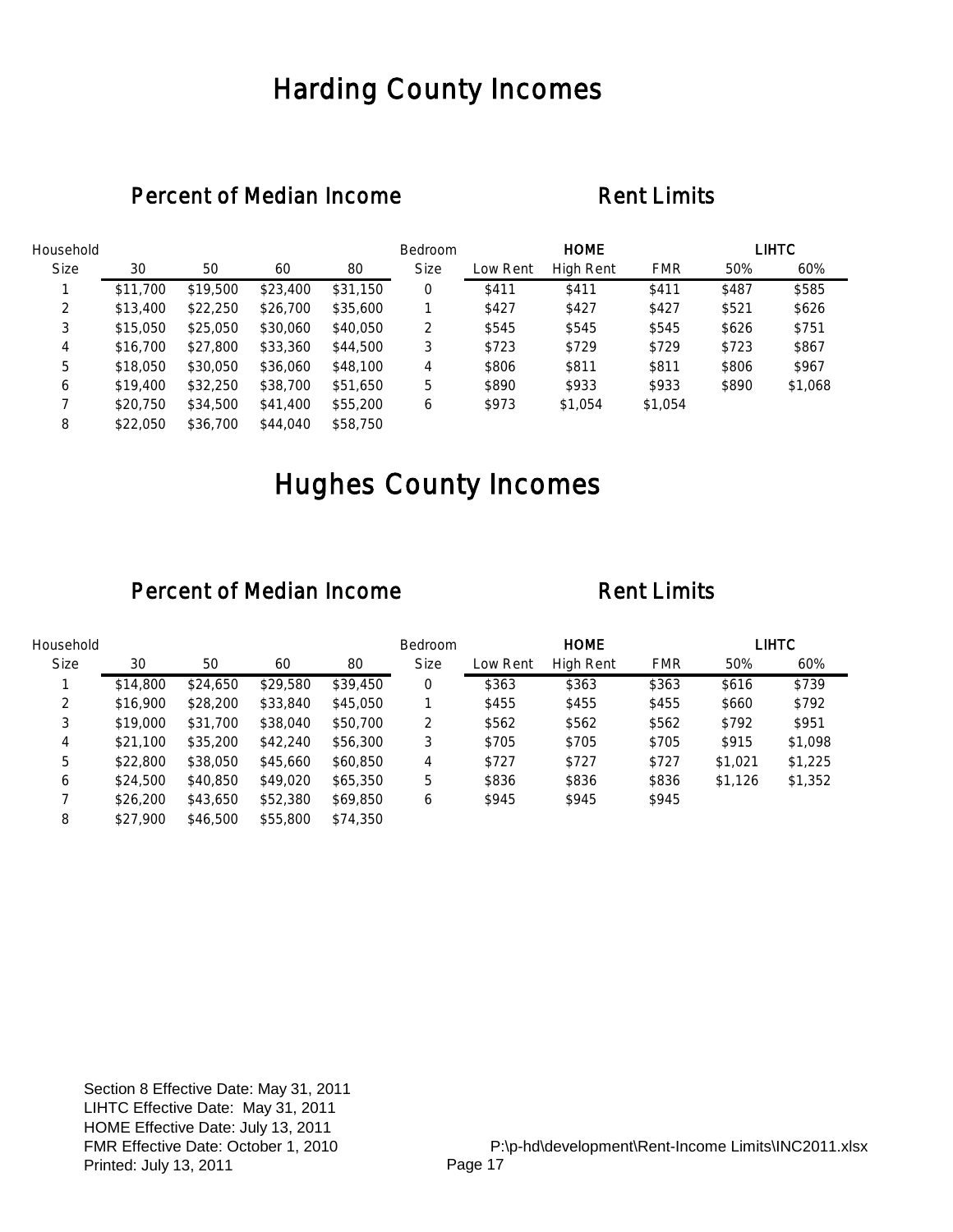# Harding County Incomes

## Percent of Median Income

| Household Size | 30 | 50 | 60 | 80 |
|---|---|---|---|---|
| 1 | $11,700 | $19,500 | $23,400 | $31,150 |
| 2 | $13,400 | $22,250 | $26,700 | $35,600 |
| 3 | $15,050 | $25,050 | $30,060 | $40,050 |
| 4 | $16,700 | $27,800 | $33,360 | $44,500 |
| 5 | $18,050 | $30,050 | $36,060 | $48,100 |
| 6 | $19,400 | $32,250 | $38,700 | $51,650 |
| 7 | $20,750 | $34,500 | $41,400 | $55,200 |
| 8 | $22,050 | $36,700 | $44,040 | $58,750 |

## Rent Limits

| Bedroom | HOME | | | LIHTC | |
|---|---|---|---|---|---|
| Size | Low Rent | High Rent | FMR | 50% | 60% |
| 0 | $411 | $411 | $411 | $487 | $585 |
| 1 | $427 | $427 | $427 | $521 | $626 |
| 2 | $545 | $545 | $545 | $626 | $751 |
| 3 | $723 | $729 | $729 | $723 | $867 |
| 4 | $806 | $811 | $811 | $806 | $967 |
| 5 | $890 | $933 | $933 | $890 | $1,068 |
| 6 | $973 | $1,054 | $1,054 | | |

# Hughes County Incomes

## Percent of Median Income

| Household Size | 30 | 50 | 60 | 80 |
|---|---|---|---|---|
| 1 | $14,800 | $24,650 | $29,580 | $39,450 |
| 2 | $16,900 | $28,200 | $33,840 | $45,050 |
| 3 | $19,000 | $31,700 | $38,040 | $50,700 |
| 4 | $21,100 | $35,200 | $42,240 | $56,300 |
| 5 | $22,800 | $38,050 | $45,660 | $60,850 |
| 6 | $24,500 | $40,850 | $49,020 | $65,350 |
| 7 | $26,200 | $43,650 | $52,380 | $69,850 |
| 8 | $27,900 | $46,500 | $55,800 | $74,350 |

## Rent Limits

| Bedroom | HOME | | | LIHTC | |
|---|---|---|---|---|---|
| Size | Low Rent | High Rent | FMR | 50% | 60% |
| 0 | $363 | $363 | $363 | $616 | $739 |
| 1 | $455 | $455 | $455 | $660 | $792 |
| 2 | $562 | $562 | $562 | $792 | $951 |
| 3 | $705 | $705 | $705 | $915 | $1,098 |
| 4 | $727 | $727 | $727 | $1,021 | $1,225 |
| 5 | $836 | $836 | $836 | $1,126 | $1,352 |
| 6 | $945 | $945 | $945 | | |

Section 8 Effective Date: May 31, 2011
LIHTC Effective Date: May 31, 2011
HOME Effective Date: July 13, 2011
FMR Effective Date: October 1, 2010
Printed: July 13, 2011

P:\p-hd\development\Rent-Income Limits\INC2011.xlsx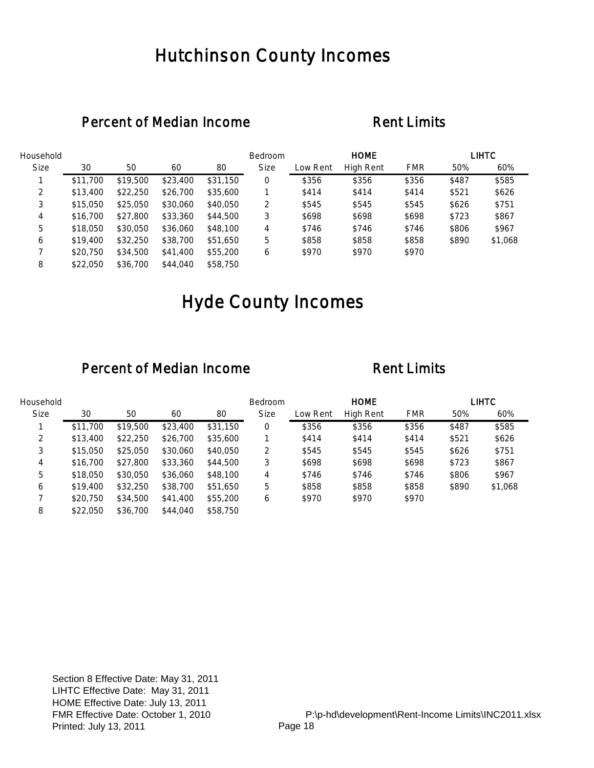# Hutchinson County Incomes

## Percent of Median Income

| Household Size | 30 | 50 | 60 | 80 |
|---|---|---|---|---|
| 1 | $11,700 | $19,500 | $23,400 | $31,150 |
| 2 | $13,400 | $22,250 | $26,700 | $35,600 |
| 3 | $15,050 | $25,050 | $30,060 | $40,050 |
| 4 | $16,700 | $27,800 | $33,360 | $44,500 |
| 5 | $18,050 | $30,050 | $36,060 | $48,100 |
| 6 | $19,400 | $32,250 | $38,700 | $51,650 |
| 7 | $20,750 | $34,500 | $41,400 | $55,200 |
| 8 | $22,050 | $36,700 | $44,040 | $58,750 |

## Rent Limits

| Bedroom | HOME | | | LIHTC | |
|---|---|---|---|---|---|
| Size | Low Rent | High Rent | FMR | 50% | 60% |
| 0 | $356 | $356 | $356 | $487 | $585 |
| 1 | $414 | $414 | $414 | $521 | $626 |
| 2 | $545 | $545 | $545 | $626 | $751 |
| 3 | $698 | $698 | $698 | $723 | $867 |
| 4 | $746 | $746 | $746 | $806 | $967 |
| 5 | $858 | $858 | $858 | $890 | $1,068 |
| 6 | $970 | $970 | $970 | | |

# Hyde County Incomes

## Percent of Median Income

| Household Size | 30 | 50 | 60 | 80 |
|---|---|---|---|---|
| 1 | $11,700 | $19,500 | $23,400 | $31,150 |
| 2 | $13,400 | $22,250 | $26,700 | $35,600 |
| 3 | $15,050 | $25,050 | $30,060 | $40,050 |
| 4 | $16,700 | $27,800 | $33,360 | $44,500 |
| 5 | $18,050 | $30,050 | $36,060 | $48,100 |
| 6 | $19,400 | $32,250 | $38,700 | $51,650 |
| 7 | $20,750 | $34,500 | $41,400 | $55,200 |
| 8 | $22,050 | $36,700 | $44,040 | $58,750 |

## Rent Limits

| Bedroom | HOME | | | LIHTC | |
|---|---|---|---|---|---|
| Size | Low Rent | High Rent | FMR | 50% | 60% |
| 0 | $356 | $356 | $356 | $487 | $585 |
| 1 | $414 | $414 | $414 | $521 | $626 |
| 2 | $545 | $545 | $545 | $626 | $751 |
| 3 | $698 | $698 | $698 | $723 | $867 |
| 4 | $746 | $746 | $746 | $806 | $967 |
| 5 | $858 | $858 | $858 | $890 | $1,068 |
| 6 | $970 | $970 | $970 | | |

Section 8 Effective Date: May 31, 2011
LIHTC Effective Date: May 31, 2011
HOME Effective Date: July 13, 2011
FMR Effective Date: October 1, 2010
Printed: July 13, 2011

P:\p-hd\development\Rent-Income Limits\INC2011.xlsx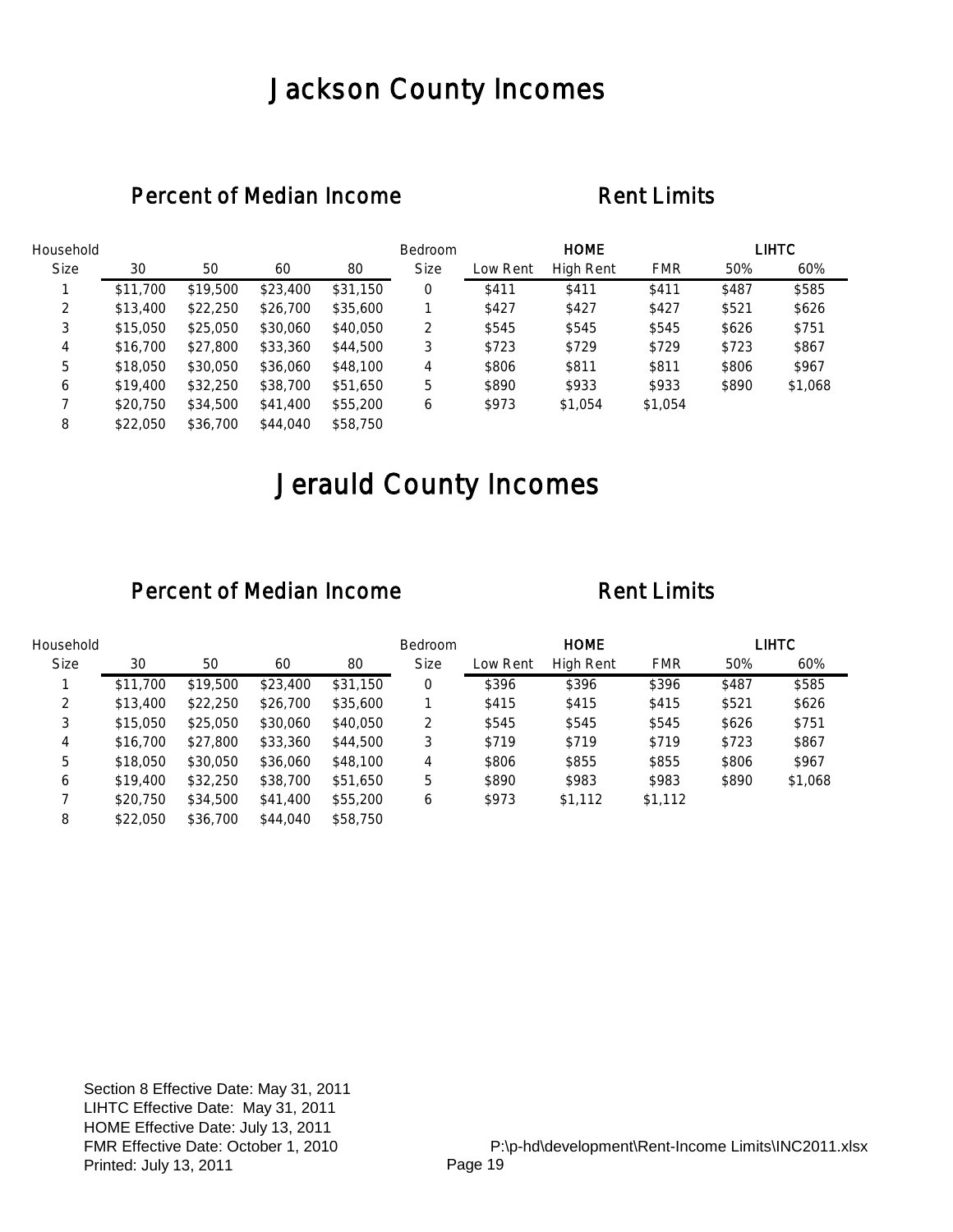# Jackson County Incomes

## Percent of Median Income

| Household Size | 30 | 50 | 60 | 80 |
|---|---|---|---|---|
| 1 | $11,700 | $19,500 | $23,400 | $31,150 |
| 2 | $13,400 | $22,250 | $26,700 | $35,600 |
| 3 | $15,050 | $25,050 | $30,060 | $40,050 |
| 4 | $16,700 | $27,800 | $33,360 | $44,500 |
| 5 | $18,050 | $30,050 | $36,060 | $48,100 |
| 6 | $19,400 | $32,250 | $38,700 | $51,650 |
| 7 | $20,750 | $34,500 | $41,400 | $55,200 |
| 8 | $22,050 | $36,700 | $44,040 | $58,750 |

## Rent Limits

| Bedroom | HOME | | | LIHTC | |
|---|---|---|---|---|---|
| Size | Low Rent | High Rent | FMR | 50% | 60% |
| 0 | $411 | $411 | $411 | $487 | $585 |
| 1 | $427 | $427 | $427 | $521 | $626 |
| 2 | $545 | $545 | $545 | $626 | $751 |
| 3 | $723 | $729 | $729 | $723 | $867 |
| 4 | $806 | $811 | $811 | $806 | $967 |
| 5 | $890 | $933 | $933 | $890 | $1,068 |
| 6 | $973 | $1,054 | $1,054 | | |

# Jerauld County Incomes

## Percent of Median Income

| Household Size | 30 | 50 | 60 | 80 |
|---|---|---|---|---|
| 1 | $11,700 | $19,500 | $23,400 | $31,150 |
| 2 | $13,400 | $22,250 | $26,700 | $35,600 |
| 3 | $15,050 | $25,050 | $30,060 | $40,050 |
| 4 | $16,700 | $27,800 | $33,360 | $44,500 |
| 5 | $18,050 | $30,050 | $36,060 | $48,100 |
| 6 | $19,400 | $32,250 | $38,700 | $51,650 |
| 7 | $20,750 | $34,500 | $41,400 | $55,200 |
| 8 | $22,050 | $36,700 | $44,040 | $58,750 |

## Rent Limits

| Bedroom | HOME | | | LIHTC | |
|---|---|---|---|---|---|
| Size | Low Rent | High Rent | FMR | 50% | 60% |
| 0 | $396 | $396 | $396 | $487 | $585 |
| 1 | $415 | $415 | $415 | $521 | $626 |
| 2 | $545 | $545 | $545 | $626 | $751 |
| 3 | $719 | $719 | $719 | $723 | $867 |
| 4 | $806 | $855 | $855 | $806 | $967 |
| 5 | $890 | $983 | $983 | $890 | $1,068 |
| 6 | $973 | $1,112 | $1,112 | | |

Section 8 Effective Date: May 31, 2011
LIHTC Effective Date: May 31, 2011
HOME Effective Date: July 13, 2011
FMR Effective Date: October 1, 2010
Printed: July 13, 2011

P:\p-hd\development\Rent-Income Limits\INC2011.xlsx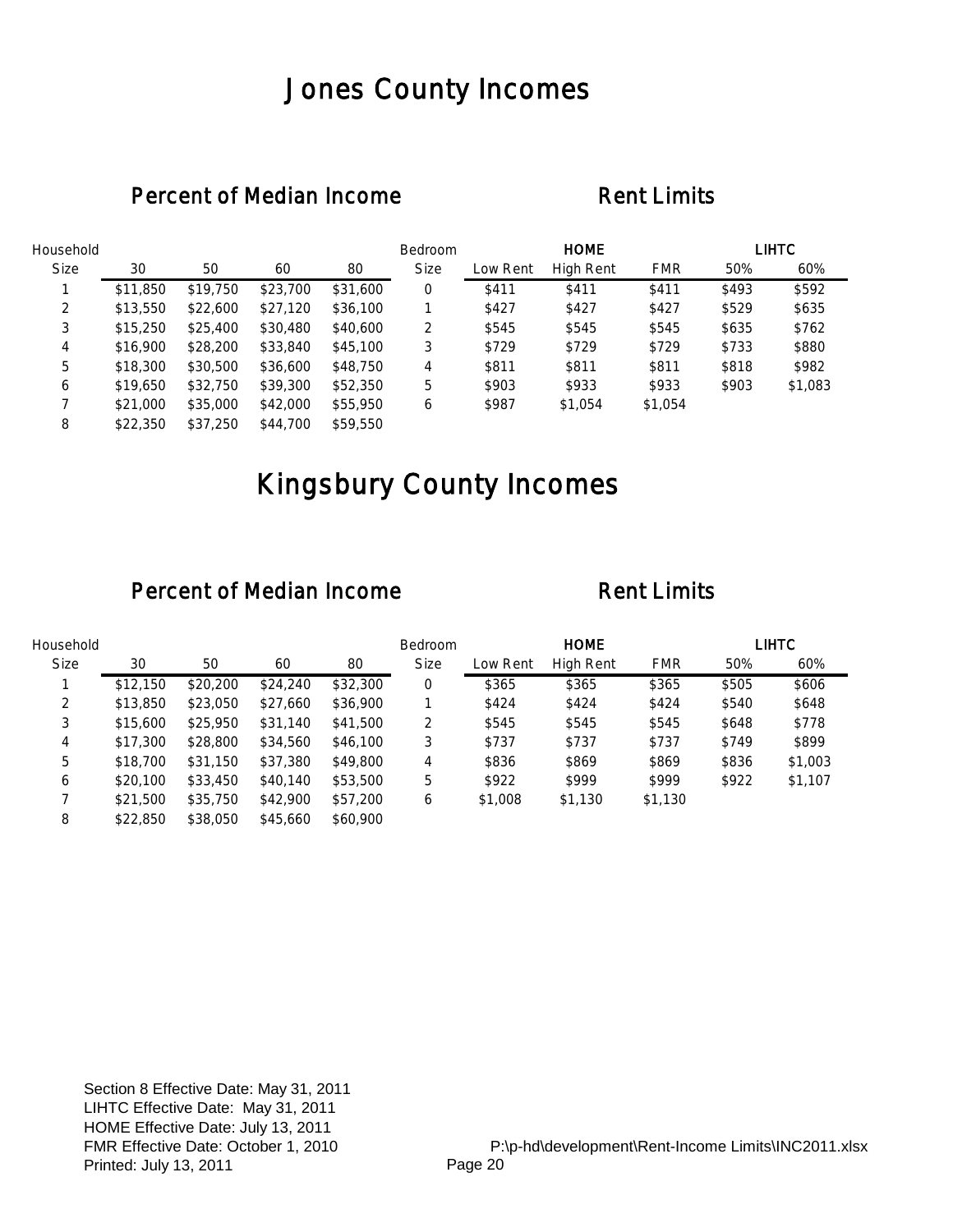# Jones County Incomes

## Percent of Median Income

| Household Size | 30 | 50 | 60 | 80 |
|---|---|---|---|---|
| 1 | $11,850 | $19,750 | $23,700 | $31,600 |
| 2 | $13,550 | $22,600 | $27,120 | $36,100 |
| 3 | $15,250 | $25,400 | $30,480 | $40,600 |
| 4 | $16,900 | $28,200 | $33,840 | $45,100 |
| 5 | $18,300 | $30,500 | $36,600 | $48,750 |
| 6 | $19,650 | $32,750 | $39,300 | $52,350 |
| 7 | $21,000 | $35,000 | $42,000 | $55,950 |
| 8 | $22,350 | $37,250 | $44,700 | $59,550 |

## Rent Limits

| Bedroom | HOME | | | LIHTC | |
|---|---|---|---|---|---|
| Size | Low Rent | High Rent | FMR | 50% | 60% |
| 0 | $411 | $411 | $411 | $493 | $592 |
| 1 | $427 | $427 | $427 | $529 | $635 |
| 2 | $545 | $545 | $545 | $635 | $762 |
| 3 | $729 | $729 | $729 | $733 | $880 |
| 4 | $811 | $811 | $811 | $818 | $982 |
| 5 | $903 | $933 | $933 | $903 | $1,083 |
| 6 | $987 | $1,054 | $1,054 | | |

# Kingsbury County Incomes

## Percent of Median Income

| Household Size | 30 | 50 | 60 | 80 |
|---|---|---|---|---|
| 1 | $12,150 | $20,200 | $24,240 | $32,300 |
| 2 | $13,850 | $23,050 | $27,660 | $36,900 |
| 3 | $15,600 | $25,950 | $31,140 | $41,500 |
| 4 | $17,300 | $28,800 | $34,560 | $46,100 |
| 5 | $18,700 | $31,150 | $37,380 | $49,800 |
| 6 | $20,100 | $33,450 | $40,140 | $53,500 |
| 7 | $21,500 | $35,750 | $42,900 | $57,200 |
| 8 | $22,850 | $38,050 | $45,660 | $60,900 |

## Rent Limits

| Bedroom | HOME | | | LIHTC | |
|---|---|---|---|---|---|
| Size | Low Rent | High Rent | FMR | 50% | 60% |
| 0 | $365 | $365 | $365 | $505 | $606 |
| 1 | $424 | $424 | $424 | $540 | $648 |
| 2 | $545 | $545 | $545 | $648 | $778 |
| 3 | $737 | $737 | $737 | $749 | $899 |
| 4 | $836 | $869 | $869 | $836 | $1,003 |
| 5 | $922 | $999 | $999 | $922 | $1,107 |
| 6 | $1,008 | $1,130 | $1,130 | | |

Section 8 Effective Date: May 31, 2011
LIHTC Effective Date: May 31, 2011
HOME Effective Date: July 13, 2011
FMR Effective Date: October 1, 2010
Printed: July 13, 2011

P:\p-hd\development\Rent-Income Limits\INC2011.xlsx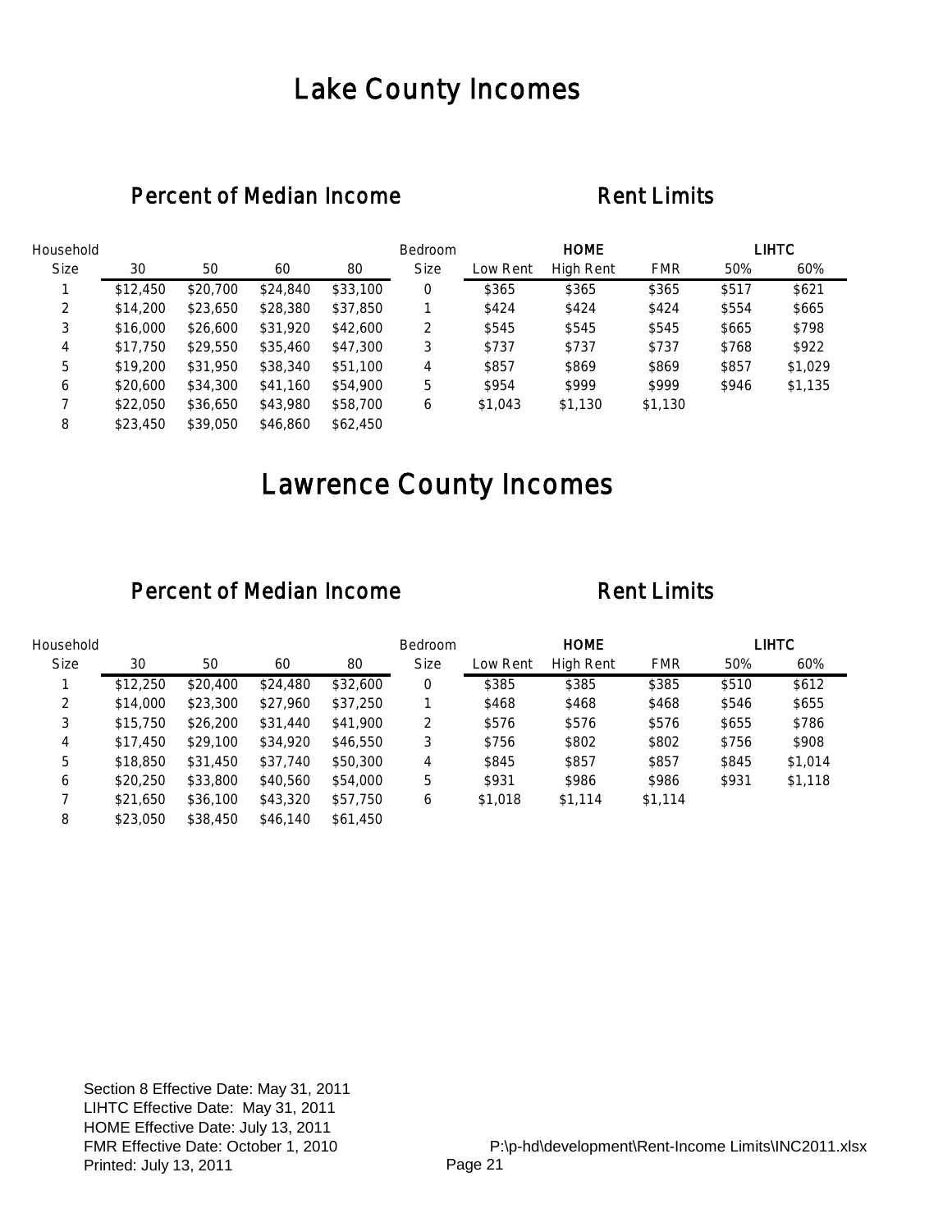# Lake County Incomes

## Percent of Median Income

| Household Size | 30 | 50 | 60 | 80 |
|---|---|---|---|---|
| 1 | $12,450 | $20,700 | $24,840 | $33,100 |
| 2 | $14,200 | $23,650 | $28,380 | $37,850 |
| 3 | $16,000 | $26,600 | $31,920 | $42,600 |
| 4 | $17,750 | $29,550 | $35,460 | $47,300 |
| 5 | $19,200 | $31,950 | $38,340 | $51,100 |
| 6 | $20,600 | $34,300 | $41,160 | $54,900 |
| 7 | $22,050 | $36,650 | $43,980 | $58,700 |
| 8 | $23,450 | $39,050 | $46,860 | $62,450 |

## Rent Limits

| Bedroom | HOME | | | LIHTC | |
|---|---|---|---|---|---|
| Size | Low Rent | High Rent | FMR | 50% | 60% |
| 0 | $365 | $365 | $365 | $517 | $621 |
| 1 | $424 | $424 | $424 | $554 | $665 |
| 2 | $545 | $545 | $545 | $665 | $798 |
| 3 | $737 | $737 | $737 | $768 | $922 |
| 4 | $857 | $869 | $869 | $857 | $1,029 |
| 5 | $954 | $999 | $999 | $946 | $1,135 |
| 6 | $1,043 | $1,130 | $1,130 | | |

# Lawrence County Incomes

## Percent of Median Income

| Household Size | 30 | 50 | 60 | 80 |
|---|---|---|---|---|
| 1 | $12,250 | $20,400 | $24,480 | $32,600 |
| 2 | $14,000 | $23,300 | $27,960 | $37,250 |
| 3 | $15,750 | $26,200 | $31,440 | $41,900 |
| 4 | $17,450 | $29,100 | $34,920 | $46,550 |
| 5 | $18,850 | $31,450 | $37,740 | $50,300 |
| 6 | $20,250 | $33,800 | $40,560 | $54,000 |
| 7 | $21,650 | $36,100 | $43,320 | $57,750 |
| 8 | $23,050 | $38,450 | $46,140 | $61,450 |

## Rent Limits

| Bedroom | HOME | | | LIHTC | |
|---|---|---|---|---|---|
| Size | Low Rent | High Rent | FMR | 50% | 60% |
| 0 | $385 | $385 | $385 | $510 | $612 |
| 1 | $468 | $468 | $468 | $546 | $655 |
| 2 | $576 | $576 | $576 | $655 | $786 |
| 3 | $756 | $802 | $802 | $756 | $908 |
| 4 | $845 | $857 | $857 | $845 | $1,014 |
| 5 | $931 | $986 | $986 | $931 | $1,118 |
| 6 | $1,018 | $1,114 | $1,114 | | |

Section 8 Effective Date: May 31, 2011
LIHTC Effective Date: May 31, 2011
HOME Effective Date: July 13, 2011
FMR Effective Date: October 1, 2010
Printed: July 13, 2011

P:\p-hd\development\Rent-Income Limits\INC2011.xlsx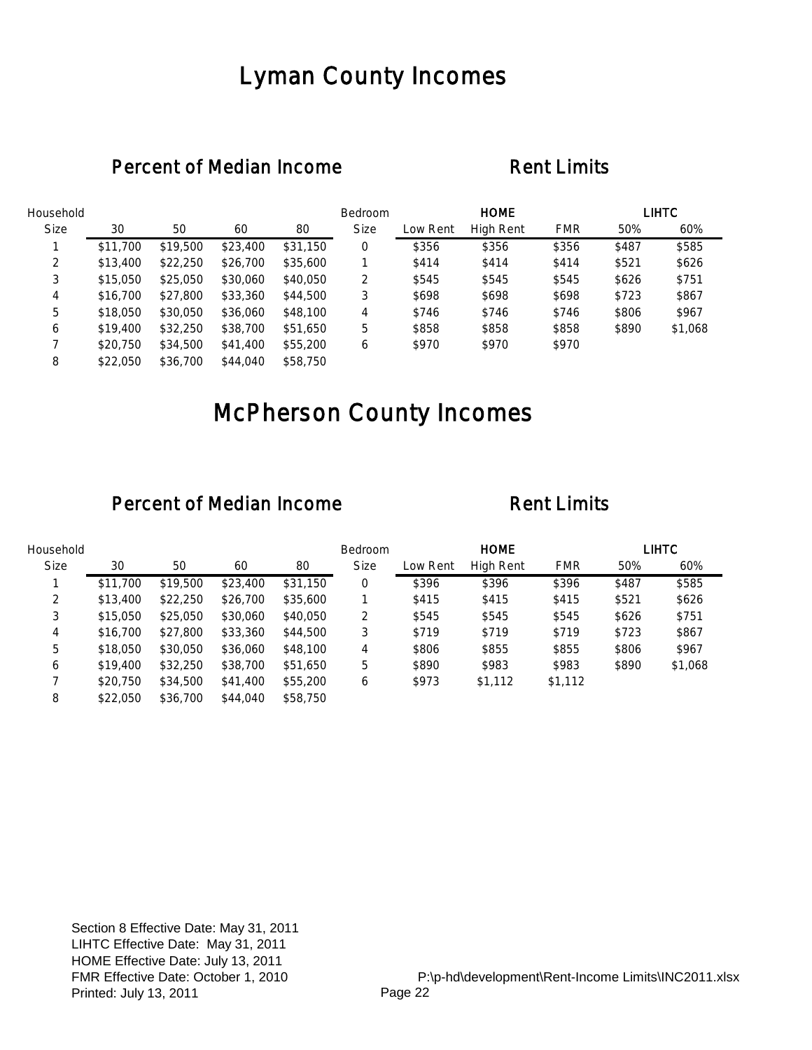# Lyman County Incomes

## Percent of Median Income

| Household Size | 30 | 50 | 60 | 80 |
|---|---|---|---|---|
| 1 | $11,700 | $19,500 | $23,400 | $31,150 |
| 2 | $13,400 | $22,250 | $26,700 | $35,600 |
| 3 | $15,050 | $25,050 | $30,060 | $40,050 |
| 4 | $16,700 | $27,800 | $33,360 | $44,500 |
| 5 | $18,050 | $30,050 | $36,060 | $48,100 |
| 6 | $19,400 | $32,250 | $38,700 | $51,650 |
| 7 | $20,750 | $34,500 | $41,400 | $55,200 |
| 8 | $22,050 | $36,700 | $44,040 | $58,750 |

## Rent Limits

| Bedroom | HOME | | | LIHTC | |
|---|---|---|---|---|---|
| Size | Low Rent | High Rent | FMR | 50% | 60% |
| 0 | $356 | $356 | $356 | $487 | $585 |
| 1 | $414 | $414 | $414 | $521 | $626 |
| 2 | $545 | $545 | $545 | $626 | $751 |
| 3 | $698 | $698 | $698 | $723 | $867 |
| 4 | $746 | $746 | $746 | $806 | $967 |
| 5 | $858 | $858 | $858 | $890 | $1,068 |
| 6 | $970 | $970 | $970 | | |

# McPherson County Incomes

## Percent of Median Income

| Household Size | 30 | 50 | 60 | 80 |
|---|---|---|---|---|
| 1 | $11,700 | $19,500 | $23,400 | $31,150 |
| 2 | $13,400 | $22,250 | $26,700 | $35,600 |
| 3 | $15,050 | $25,050 | $30,060 | $40,050 |
| 4 | $16,700 | $27,800 | $33,360 | $44,500 |
| 5 | $18,050 | $30,050 | $36,060 | $48,100 |
| 6 | $19,400 | $32,250 | $38,700 | $51,650 |
| 7 | $20,750 | $34,500 | $41,400 | $55,200 |
| 8 | $22,050 | $36,700 | $44,040 | $58,750 |

## Rent Limits

| Bedroom | HOME | | | LIHTC | |
|---|---|---|---|---|---|
| Size | Low Rent | High Rent | FMR | 50% | 60% |
| 0 | $396 | $396 | $396 | $487 | $585 |
| 1 | $415 | $415 | $415 | $521 | $626 |
| 2 | $545 | $545 | $545 | $626 | $751 |
| 3 | $719 | $719 | $719 | $723 | $867 |
| 4 | $806 | $855 | $855 | $806 | $967 |
| 5 | $890 | $983 | $983 | $890 | $1,068 |
| 6 | $973 | $1,112 | $1,112 | | |

Section 8 Effective Date: May 31, 2011
LIHTC Effective Date: May 31, 2011
HOME Effective Date: July 13, 2011
FMR Effective Date: October 1, 2010
Printed: July 13, 2011

P:\p-hd\development\Rent-Income Limits\INC2011.xlsx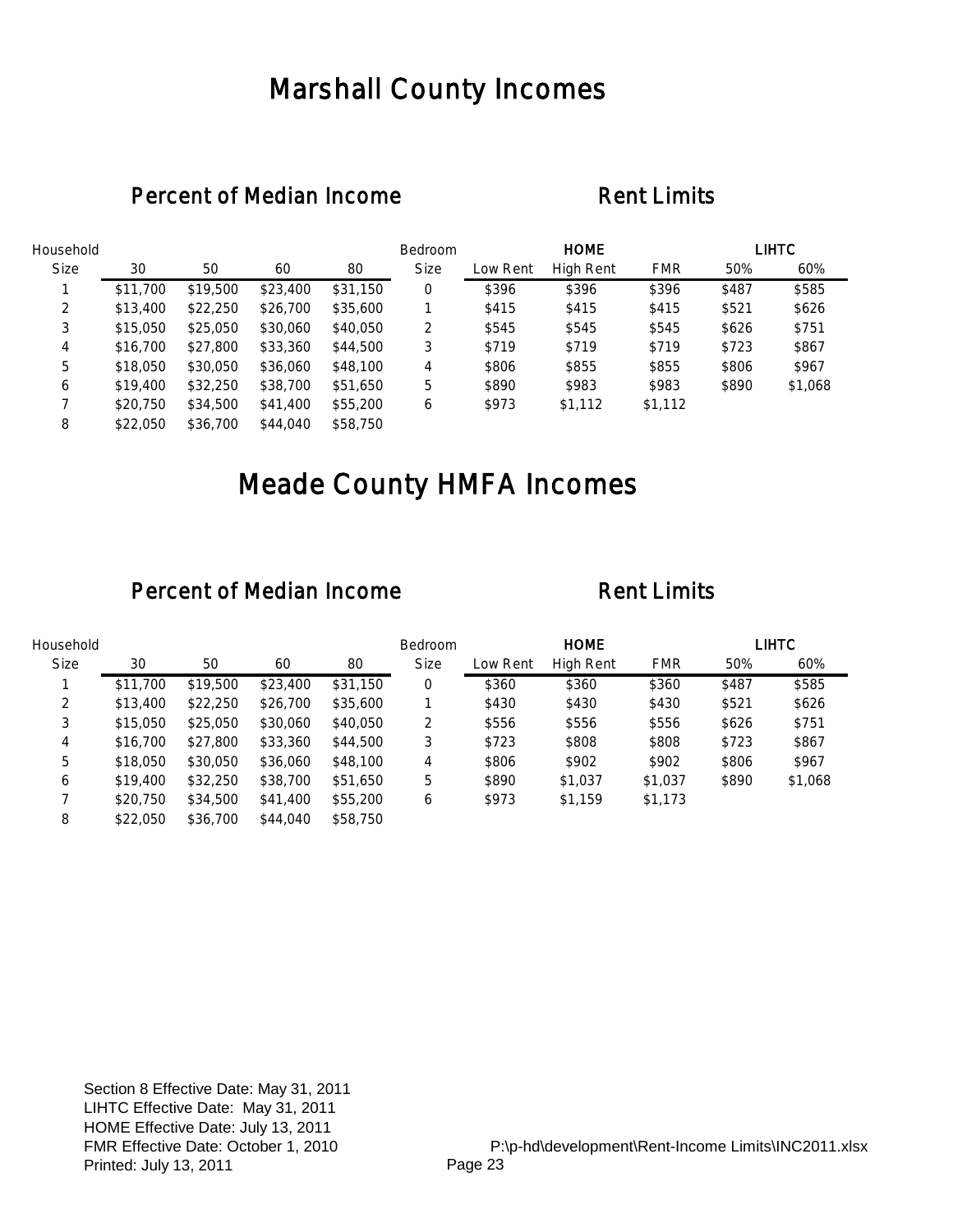# Marshall County Incomes

## Percent of Median Income

| Household Size | 30 | 50 | 60 | 80 |
|---|---|---|---|---|
| 1 | $11,700 | $19,500 | $23,400 | $31,150 |
| 2 | $13,400 | $22,250 | $26,700 | $35,600 |
| 3 | $15,050 | $25,050 | $30,060 | $40,050 |
| 4 | $16,700 | $27,800 | $33,360 | $44,500 |
| 5 | $18,050 | $30,050 | $36,060 | $48,100 |
| 6 | $19,400 | $32,250 | $38,700 | $51,650 |
| 7 | $20,750 | $34,500 | $41,400 | $55,200 |
| 8 | $22,050 | $36,700 | $44,040 | $58,750 |

## Rent Limits

| Bedroom | HOME | | | LIHTC | |
|---|---|---|---|---|---|
| Size | Low Rent | High Rent | FMR | 50% | 60% |
| 0 | $396 | $396 | $396 | $487 | $585 |
| 1 | $415 | $415 | $415 | $521 | $626 |
| 2 | $545 | $545 | $545 | $626 | $751 |
| 3 | $719 | $719 | $719 | $723 | $867 |
| 4 | $806 | $855 | $855 | $806 | $967 |
| 5 | $890 | $983 | $983 | $890 | $1,068 |
| 6 | $973 | $1,112 | $1,112 | | |

# Meade County HMFA Incomes

## Percent of Median Income

| Household Size | 30 | 50 | 60 | 80 |
|---|---|---|---|---|
| 1 | $11,700 | $19,500 | $23,400 | $31,150 |
| 2 | $13,400 | $22,250 | $26,700 | $35,600 |
| 3 | $15,050 | $25,050 | $30,060 | $40,050 |
| 4 | $16,700 | $27,800 | $33,360 | $44,500 |
| 5 | $18,050 | $30,050 | $36,060 | $48,100 |
| 6 | $19,400 | $32,250 | $38,700 | $51,650 |
| 7 | $20,750 | $34,500 | $41,400 | $55,200 |
| 8 | $22,050 | $36,700 | $44,040 | $58,750 |

## Rent Limits

| Bedroom | HOME | | | LIHTC | |
|---|---|---|---|---|---|
| Size | Low Rent | High Rent | FMR | 50% | 60% |
| 0 | $360 | $360 | $360 | $487 | $585 |
| 1 | $430 | $430 | $430 | $521 | $626 |
| 2 | $556 | $556 | $556 | $626 | $751 |
| 3 | $723 | $808 | $808 | $723 | $867 |
| 4 | $806 | $902 | $902 | $806 | $967 |
| 5 | $890 | $1,037 | $1,037 | $890 | $1,068 |
| 6 | $973 | $1,159 | $1,173 | | |

Section 8 Effective Date: May 31, 2011
LIHTC Effective Date: May 31, 2011
HOME Effective Date: July 13, 2011
FMR Effective Date: October 1, 2010
Printed: July 13, 2011

P:\p-hd\development\Rent-Income Limits\INC2011.xlsx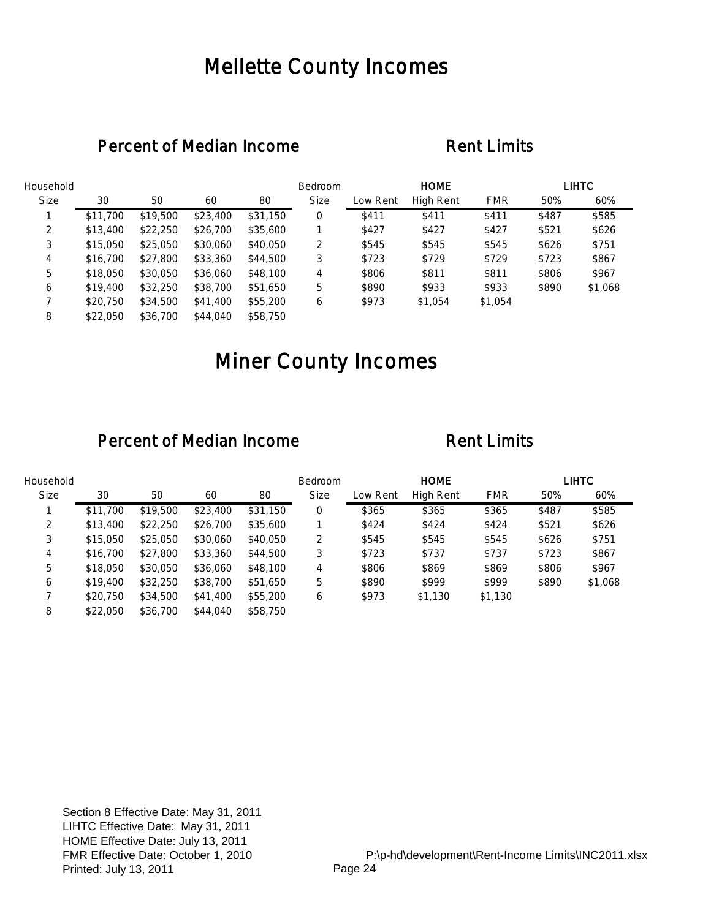# Mellette County Incomes

## Percent of Median Income

| Household Size | 30 | 50 | 60 | 80 |
|---|---|---|---|---|
| 1 | $11,700 | $19,500 | $23,400 | $31,150 |
| 2 | $13,400 | $22,250 | $26,700 | $35,600 |
| 3 | $15,050 | $25,050 | $30,060 | $40,050 |
| 4 | $16,700 | $27,800 | $33,360 | $44,500 |
| 5 | $18,050 | $30,050 | $36,060 | $48,100 |
| 6 | $19,400 | $32,250 | $38,700 | $51,650 |
| 7 | $20,750 | $34,500 | $41,400 | $55,200 |
| 8 | $22,050 | $36,700 | $44,040 | $58,750 |

## Rent Limits

| Bedroom | HOME | | | LIHTC | |
|---|---|---|---|---|---|
| Size | Low Rent | High Rent | FMR | 50% | 60% |
| 0 | $411 | $411 | $411 | $487 | $585 |
| 1 | $427 | $427 | $427 | $521 | $626 |
| 2 | $545 | $545 | $545 | $626 | $751 |
| 3 | $723 | $729 | $729 | $723 | $867 |
| 4 | $806 | $811 | $811 | $806 | $967 |
| 5 | $890 | $933 | $933 | $890 | $1,068 |
| 6 | $973 | $1,054 | $1,054 | | |

# Miner County Incomes

## Percent of Median Income

| Household Size | 30 | 50 | 60 | 80 |
|---|---|---|---|---|
| 1 | $11,700 | $19,500 | $23,400 | $31,150 |
| 2 | $13,400 | $22,250 | $26,700 | $35,600 |
| 3 | $15,050 | $25,050 | $30,060 | $40,050 |
| 4 | $16,700 | $27,800 | $33,360 | $44,500 |
| 5 | $18,050 | $30,050 | $36,060 | $48,100 |
| 6 | $19,400 | $32,250 | $38,700 | $51,650 |
| 7 | $20,750 | $34,500 | $41,400 | $55,200 |
| 8 | $22,050 | $36,700 | $44,040 | $58,750 |

## Rent Limits

| Bedroom | HOME | | | LIHTC | |
|---|---|---|---|---|---|
| Size | Low Rent | High Rent | FMR | 50% | 60% |
| 0 | $365 | $365 | $365 | $487 | $585 |
| 1 | $424 | $424 | $424 | $521 | $626 |
| 2 | $545 | $545 | $545 | $626 | $751 |
| 3 | $723 | $737 | $737 | $723 | $867 |
| 4 | $806 | $869 | $869 | $806 | $967 |
| 5 | $890 | $999 | $999 | $890 | $1,068 |
| 6 | $973 | $1,130 | $1,130 | | |

Section 8 Effective Date: May 31, 2011
LIHTC Effective Date: May 31, 2011
HOME Effective Date: July 13, 2011
FMR Effective Date: October 1, 2010
Printed: July 13, 2011

P:\p-hd\development\Rent-Income Limits\INC2011.xlsx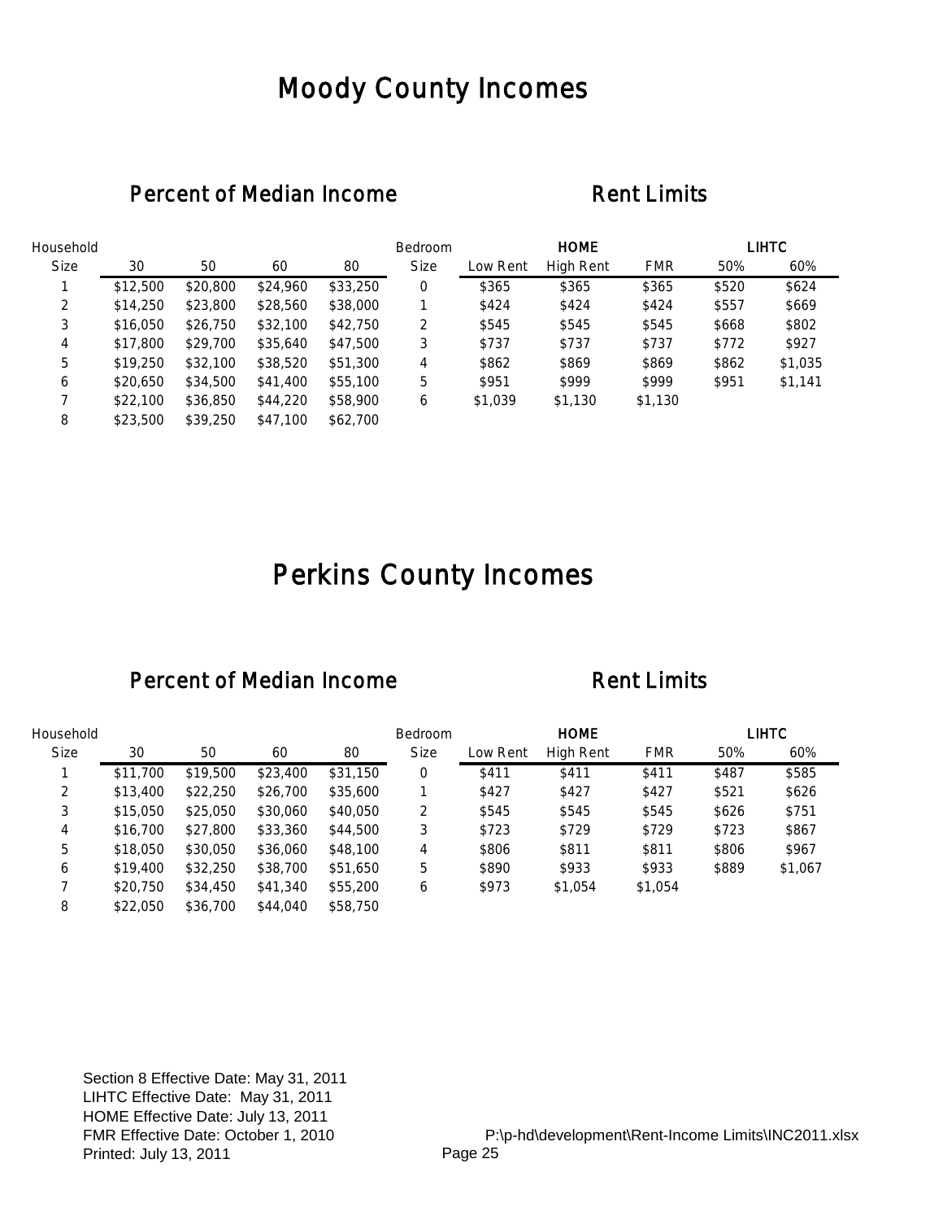# Moody County Incomes

## Percent of Median Income

| Household Size | 30 | 50 | 60 | 80 |
|---|---|---|---|---|
| 1 | $12,500 | $20,800 | $24,960 | $33,250 |
| 2 | $14,250 | $23,800 | $28,560 | $38,000 |
| 3 | $16,050 | $26,750 | $32,100 | $42,750 |
| 4 | $17,800 | $29,700 | $35,640 | $47,500 |
| 5 | $19,250 | $32,100 | $38,520 | $51,300 |
| 6 | $20,650 | $34,500 | $41,400 | $55,100 |
| 7 | $22,100 | $36,850 | $44,220 | $58,900 |
| 8 | $23,500 | $39,250 | $47,100 | $62,700 |

## Rent Limits

| Bedroom | HOME | | | LIHTC | |
|---|---|---|---|---|---|
| Size | Low Rent | High Rent | FMR | 50% | 60% |
| 0 | $365 | $365 | $365 | $520 | $624 |
| 1 | $424 | $424 | $424 | $557 | $669 |
| 2 | $545 | $545 | $545 | $668 | $802 |
| 3 | $737 | $737 | $737 | $772 | $927 |
| 4 | $862 | $869 | $869 | $862 | $1,035 |
| 5 | $951 | $999 | $999 | $951 | $1,141 |
| 6 | $1,039 | $1,130 | $1,130 | | |

# Perkins County Incomes

## Percent of Median Income

| Household Size | 30 | 50 | 60 | 80 |
|---|---|---|---|---|
| 1 | $11,700 | $19,500 | $23,400 | $31,150 |
| 2 | $13,400 | $22,250 | $26,700 | $35,600 |
| 3 | $15,050 | $25,050 | $30,060 | $40,050 |
| 4 | $16,700 | $27,800 | $33,360 | $44,500 |
| 5 | $18,050 | $30,050 | $36,060 | $48,100 |
| 6 | $19,400 | $32,250 | $38,700 | $51,650 |
| 7 | $20,750 | $34,450 | $41,340 | $55,200 |
| 8 | $22,050 | $36,700 | $44,040 | $58,750 |

## Rent Limits

| Bedroom | HOME | | | LIHTC | |
|---|---|---|---|---|---|
| Size | Low Rent | High Rent | FMR | 50% | 60% |
| 0 | $411 | $411 | $411 | $487 | $585 |
| 1 | $427 | $427 | $427 | $521 | $626 |
| 2 | $545 | $545 | $545 | $626 | $751 |
| 3 | $723 | $729 | $729 | $723 | $867 |
| 4 | $806 | $811 | $811 | $806 | $967 |
| 5 | $890 | $933 | $933 | $889 | $1,067 |
| 6 | $973 | $1,054 | $1,054 | | |

Section 8 Effective Date: May 31, 2011
LIHTC Effective Date: May 31, 2011
HOME Effective Date: July 13, 2011
FMR Effective Date: October 1, 2010
Printed: July 13, 2011

P:\p-hd\development\Rent-Income Limits\INC2011.xlsx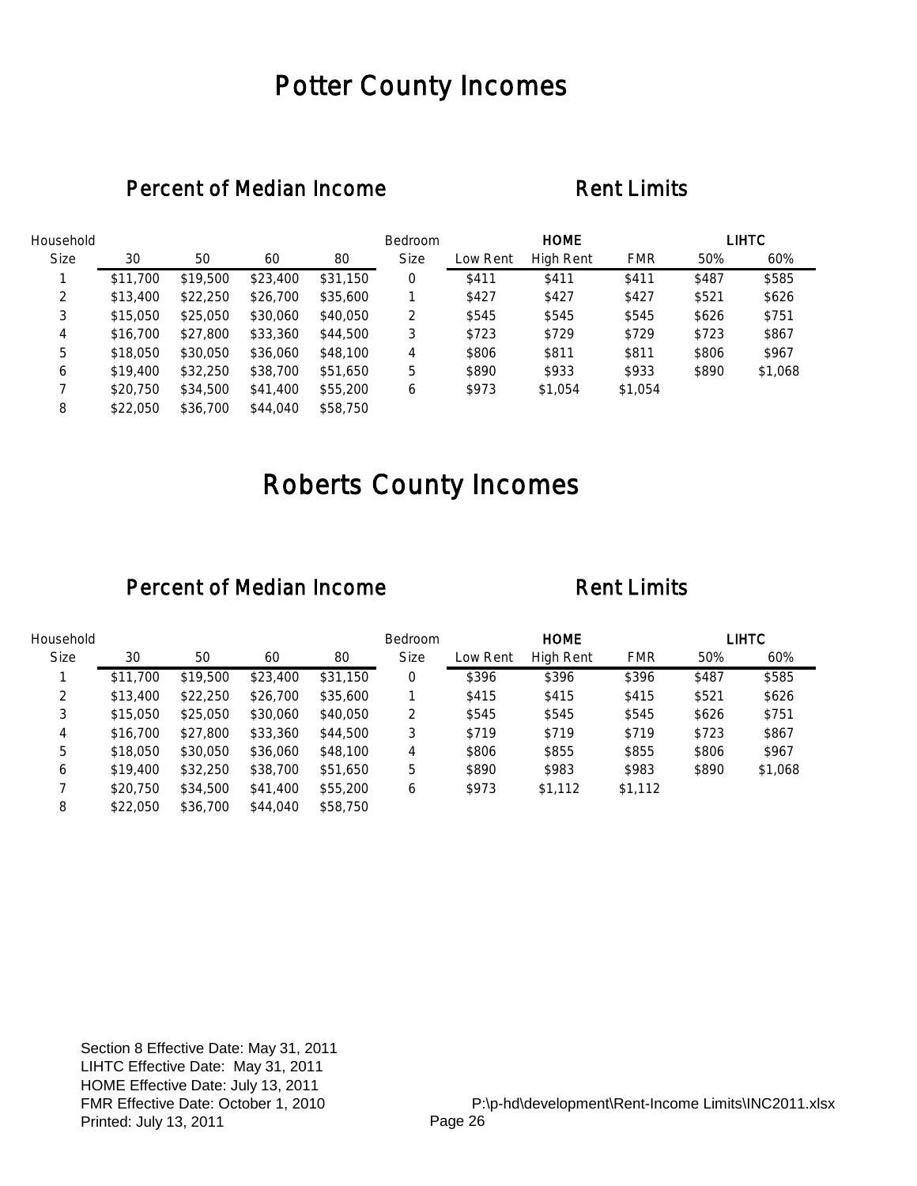# Potter County Incomes

## Percent of Median Income / Rent Limits

| Household Size | 30 | 50 | 60 | 80 | Bedroom Size | HOME Low Rent | HOME High Rent | FMR | LIHTC 50% | LIHTC 60% |
|---|---|---|---|---|---|---|---|---|---|---|
| 1 | $11,700 | $19,500 | $23,400 | $31,150 | 0 | $411 | $411 | $411 | $487 | $585 |
| 2 | $13,400 | $22,250 | $26,700 | $35,600 | 1 | $427 | $427 | $427 | $521 | $626 |
| 3 | $15,050 | $25,050 | $30,060 | $40,050 | 2 | $545 | $545 | $545 | $626 | $751 |
| 4 | $16,700 | $27,800 | $33,360 | $44,500 | 3 | $723 | $729 | $729 | $723 | $867 |
| 5 | $18,050 | $30,050 | $36,060 | $48,100 | 4 | $806 | $811 | $811 | $806 | $967 |
| 6 | $19,400 | $32,250 | $38,700 | $51,650 | 5 | $890 | $933 | $933 | $890 | $1,068 |
| 7 | $20,750 | $34,500 | $41,400 | $55,200 | 6 | $973 | $1,054 | $1,054 | | |
| 8 | $22,050 | $36,700 | $44,040 | $58,750 | | | | | | |

# Roberts County Incomes

## Percent of Median Income / Rent Limits

| Household Size | 30 | 50 | 60 | 80 | Bedroom Size | HOME Low Rent | HOME High Rent | FMR | LIHTC 50% | LIHTC 60% |
|---|---|---|---|---|---|---|---|---|---|---|
| 1 | $11,700 | $19,500 | $23,400 | $31,150 | 0 | $396 | $396 | $396 | $487 | $585 |
| 2 | $13,400 | $22,250 | $26,700 | $35,600 | 1 | $415 | $415 | $415 | $521 | $626 |
| 3 | $15,050 | $25,050 | $30,060 | $40,050 | 2 | $545 | $545 | $545 | $626 | $751 |
| 4 | $16,700 | $27,800 | $33,360 | $44,500 | 3 | $719 | $719 | $719 | $723 | $867 |
| 5 | $18,050 | $30,050 | $36,060 | $48,100 | 4 | $806 | $855 | $855 | $806 | $967 |
| 6 | $19,400 | $32,250 | $38,700 | $51,650 | 5 | $890 | $983 | $983 | $890 | $1,068 |
| 7 | $20,750 | $34,500 | $41,400 | $55,200 | 6 | $973 | $1,112 | $1,112 | | |
| 8 | $22,050 | $36,700 | $44,040 | $58,750 | | | | | | |

Section 8 Effective Date: May 31, 2011
LIHTC Effective Date: May 31, 2011
HOME Effective Date: July 13, 2011
FMR Effective Date: October 1, 2010
Printed: July 13, 2011

P:\p-hd\development\Rent-Income Limits\INC2011.xlsx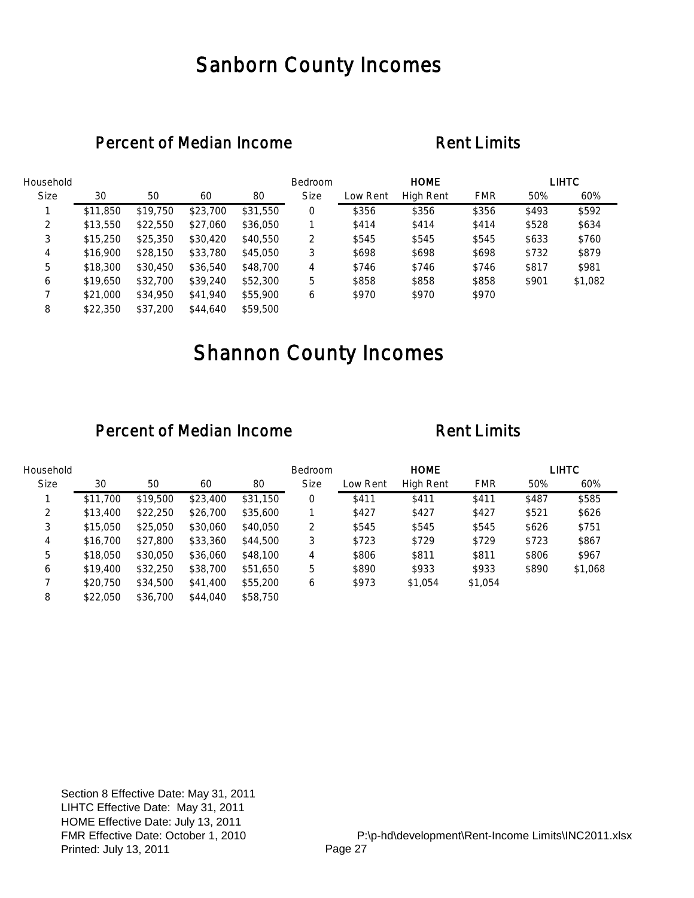# Sanborn County Incomes

## Percent of Median Income

| Household Size | 30 | 50 | 60 | 80 |
|---|---|---|---|---|
| 1 | $11,850 | $19,750 | $23,700 | $31,550 |
| 2 | $13,550 | $22,550 | $27,060 | $36,050 |
| 3 | $15,250 | $25,350 | $30,420 | $40,550 |
| 4 | $16,900 | $28,150 | $33,780 | $45,050 |
| 5 | $18,300 | $30,450 | $36,540 | $48,700 |
| 6 | $19,650 | $32,700 | $39,240 | $52,300 |
| 7 | $21,000 | $34,950 | $41,940 | $55,900 |
| 8 | $22,350 | $37,200 | $44,640 | $59,500 |

## Rent Limits

| Bedroom Size | HOME Low Rent | HOME High Rent | FMR | LIHTC 50% | LIHTC 60% |
|---|---|---|---|---|---|
| 0 | $356 | $356 | $356 | $493 | $592 |
| 1 | $414 | $414 | $414 | $528 | $634 |
| 2 | $545 | $545 | $545 | $633 | $760 |
| 3 | $698 | $698 | $698 | $732 | $879 |
| 4 | $746 | $746 | $746 | $817 | $981 |
| 5 | $858 | $858 | $858 | $901 | $1,082 |
| 6 | $970 | $970 | $970 | | |

# Shannon County Incomes

## Percent of Median Income

| Household Size | 30 | 50 | 60 | 80 |
|---|---|---|---|---|
| 1 | $11,700 | $19,500 | $23,400 | $31,150 |
| 2 | $13,400 | $22,250 | $26,700 | $35,600 |
| 3 | $15,050 | $25,050 | $30,060 | $40,050 |
| 4 | $16,700 | $27,800 | $33,360 | $44,500 |
| 5 | $18,050 | $30,050 | $36,060 | $48,100 |
| 6 | $19,400 | $32,250 | $38,700 | $51,650 |
| 7 | $20,750 | $34,500 | $41,400 | $55,200 |
| 8 | $22,050 | $36,700 | $44,040 | $58,750 |

## Rent Limits

| Bedroom Size | HOME Low Rent | HOME High Rent | FMR | LIHTC 50% | LIHTC 60% |
|---|---|---|---|---|---|
| 0 | $411 | $411 | $411 | $487 | $585 |
| 1 | $427 | $427 | $427 | $521 | $626 |
| 2 | $545 | $545 | $545 | $626 | $751 |
| 3 | $723 | $729 | $729 | $723 | $867 |
| 4 | $806 | $811 | $811 | $806 | $967 |
| 5 | $890 | $933 | $933 | $890 | $1,068 |
| 6 | $973 | $1,054 | $1,054 | | |

Section 8 Effective Date: May 31, 2011
LIHTC Effective Date: May 31, 2011
HOME Effective Date: July 13, 2011
FMR Effective Date: October 1, 2010
Printed: July 13, 2011

P:\p-hd\development\Rent-Income Limits\INC2011.xlsx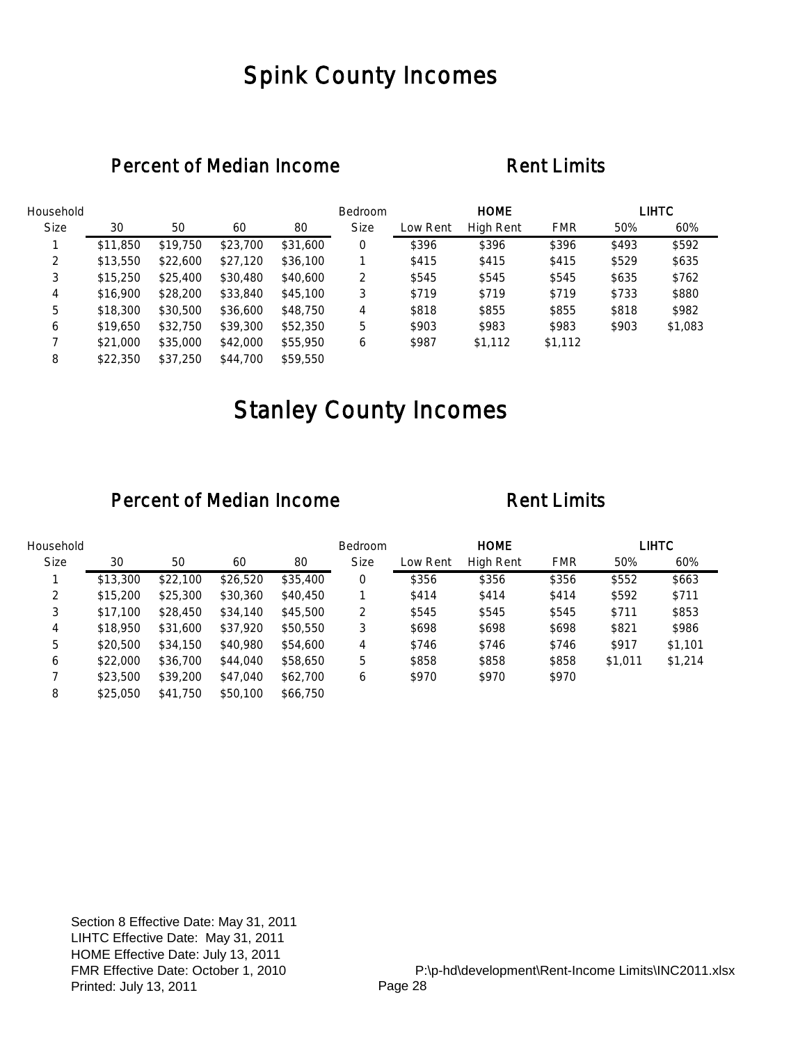# Spink County Incomes

## Percent of Median Income

| Household Size | 30 | 50 | 60 | 80 |
|---|---|---|---|---|
| 1 | $11,850 | $19,750 | $23,700 | $31,600 |
| 2 | $13,550 | $22,600 | $27,120 | $36,100 |
| 3 | $15,250 | $25,400 | $30,480 | $40,600 |
| 4 | $16,900 | $28,200 | $33,840 | $45,100 |
| 5 | $18,300 | $30,500 | $36,600 | $48,750 |
| 6 | $19,650 | $32,750 | $39,300 | $52,350 |
| 7 | $21,000 | $35,000 | $42,000 | $55,950 |
| 8 | $22,350 | $37,250 | $44,700 | $59,550 |

## Rent Limits

| Bedroom | HOME | | | LIHTC | |
|---|---|---|---|---|---|
| Size | Low Rent | High Rent | FMR | 50% | 60% |
| 0 | $396 | $396 | $396 | $493 | $592 |
| 1 | $415 | $415 | $415 | $529 | $635 |
| 2 | $545 | $545 | $545 | $635 | $762 |
| 3 | $719 | $719 | $719 | $733 | $880 |
| 4 | $818 | $855 | $855 | $818 | $982 |
| 5 | $903 | $983 | $983 | $903 | $1,083 |
| 6 | $987 | $1,112 | $1,112 | | |

# Stanley County Incomes

## Percent of Median Income

| Household Size | 30 | 50 | 60 | 80 |
|---|---|---|---|---|
| 1 | $13,300 | $22,100 | $26,520 | $35,400 |
| 2 | $15,200 | $25,300 | $30,360 | $40,450 |
| 3 | $17,100 | $28,450 | $34,140 | $45,500 |
| 4 | $18,950 | $31,600 | $37,920 | $50,550 |
| 5 | $20,500 | $34,150 | $40,980 | $54,600 |
| 6 | $22,000 | $36,700 | $44,040 | $58,650 |
| 7 | $23,500 | $39,200 | $47,040 | $62,700 |
| 8 | $25,050 | $41,750 | $50,100 | $66,750 |

## Rent Limits

| Bedroom | HOME | | | LIHTC | |
|---|---|---|---|---|---|
| Size | Low Rent | High Rent | FMR | 50% | 60% |
| 0 | $356 | $356 | $356 | $552 | $663 |
| 1 | $414 | $414 | $414 | $592 | $711 |
| 2 | $545 | $545 | $545 | $711 | $853 |
| 3 | $698 | $698 | $698 | $821 | $986 |
| 4 | $746 | $746 | $746 | $917 | $1,101 |
| 5 | $858 | $858 | $858 | $1,011 | $1,214 |
| 6 | $970 | $970 | $970 | | |

Section 8 Effective Date: May 31, 2011
LIHTC Effective Date: May 31, 2011
HOME Effective Date: July 13, 2011
FMR Effective Date: October 1, 2010
Printed: July 13, 2011

P:\p-hd\development\Rent-Income Limits\INC2011.xlsx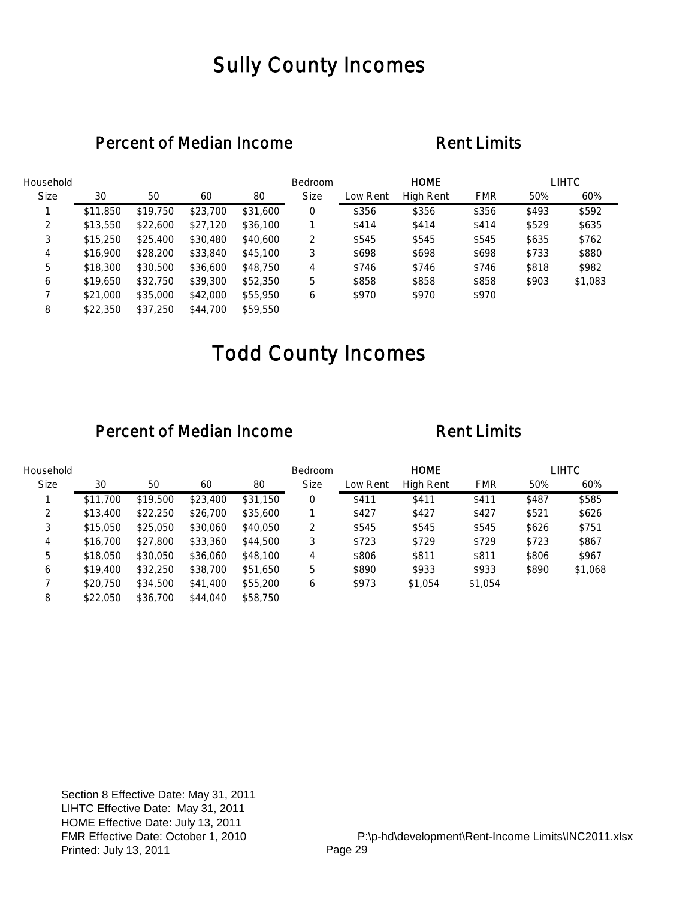# Sully County Incomes

## Percent of Median Income

| Household Size | 30 | 50 | 60 | 80 |
|---|---|---|---|---|
| 1 | $11,850 | $19,750 | $23,700 | $31,600 |
| 2 | $13,550 | $22,600 | $27,120 | $36,100 |
| 3 | $15,250 | $25,400 | $30,480 | $40,600 |
| 4 | $16,900 | $28,200 | $33,840 | $45,100 |
| 5 | $18,300 | $30,500 | $36,600 | $48,750 |
| 6 | $19,650 | $32,750 | $39,300 | $52,350 |
| 7 | $21,000 | $35,000 | $42,000 | $55,950 |
| 8 | $22,350 | $37,250 | $44,700 | $59,550 |

## Rent Limits

| Bedroom | HOME | | | LIHTC | |
|---|---|---|---|---|---|
| Size | Low Rent | High Rent | FMR | 50% | 60% |
| 0 | $356 | $356 | $356 | $493 | $592 |
| 1 | $414 | $414 | $414 | $529 | $635 |
| 2 | $545 | $545 | $545 | $635 | $762 |
| 3 | $698 | $698 | $698 | $733 | $880 |
| 4 | $746 | $746 | $746 | $818 | $982 |
| 5 | $858 | $858 | $858 | $903 | $1,083 |
| 6 | $970 | $970 | $970 | | |

# Todd County Incomes

## Percent of Median Income

| Household Size | 30 | 50 | 60 | 80 |
|---|---|---|---|---|
| 1 | $11,700 | $19,500 | $23,400 | $31,150 |
| 2 | $13,400 | $22,250 | $26,700 | $35,600 |
| 3 | $15,050 | $25,050 | $30,060 | $40,050 |
| 4 | $16,700 | $27,800 | $33,360 | $44,500 |
| 5 | $18,050 | $30,050 | $36,060 | $48,100 |
| 6 | $19,400 | $32,250 | $38,700 | $51,650 |
| 7 | $20,750 | $34,500 | $41,400 | $55,200 |
| 8 | $22,050 | $36,700 | $44,040 | $58,750 |

## Rent Limits

| Bedroom | HOME | | | LIHTC | |
|---|---|---|---|---|---|
| Size | Low Rent | High Rent | FMR | 50% | 60% |
| 0 | $411 | $411 | $411 | $487 | $585 |
| 1 | $427 | $427 | $427 | $521 | $626 |
| 2 | $545 | $545 | $545 | $626 | $751 |
| 3 | $723 | $729 | $729 | $723 | $867 |
| 4 | $806 | $811 | $811 | $806 | $967 |
| 5 | $890 | $933 | $933 | $890 | $1,068 |
| 6 | $973 | $1,054 | $1,054 | | |

Section 8 Effective Date: May 31, 2011
LIHTC Effective Date: May 31, 2011
HOME Effective Date: July 13, 2011
FMR Effective Date: October 1, 2010
Printed: July 13, 2011

P:\p-hd\development\Rent-Income Limits\INC2011.xlsx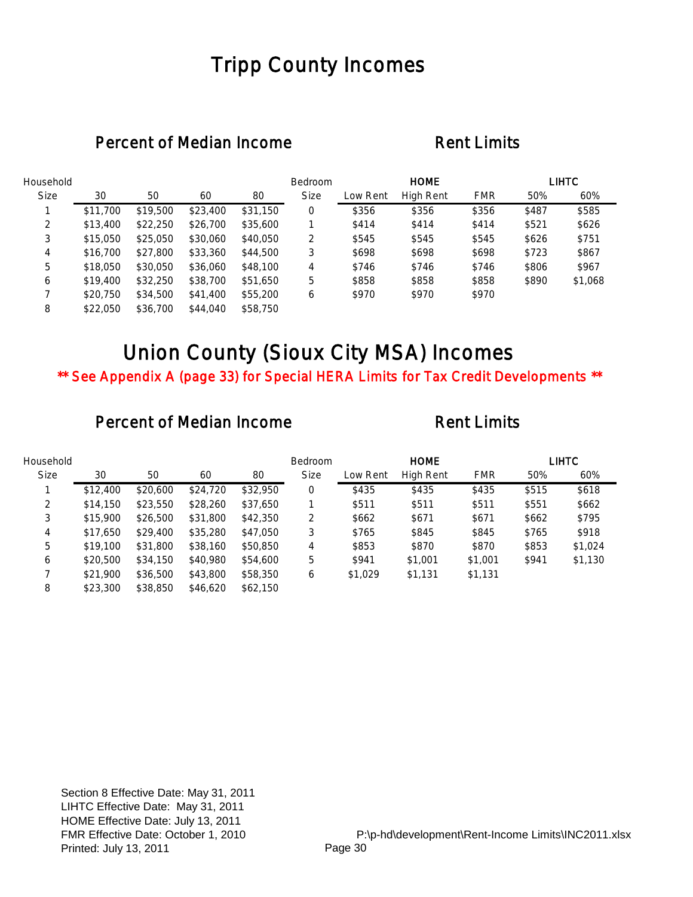# Tripp County Incomes

## Percent of Median Income

| Household Size | 30 | 50 | 60 | 80 |
|---|---|---|---|---|
| 1 | $11,700 | $19,500 | $23,400 | $31,150 |
| 2 | $13,400 | $22,250 | $26,700 | $35,600 |
| 3 | $15,050 | $25,050 | $30,060 | $40,050 |
| 4 | $16,700 | $27,800 | $33,360 | $44,500 |
| 5 | $18,050 | $30,050 | $36,060 | $48,100 |
| 6 | $19,400 | $32,250 | $38,700 | $51,650 |
| 7 | $20,750 | $34,500 | $41,400 | $55,200 |
| 8 | $22,050 | $36,700 | $44,040 | $58,750 |

## Rent Limits

| Bedroom | HOME | | | LIHTC | |
|---|---|---|---|---|---|
| Size | Low Rent | High Rent | FMR | 50% | 60% |
| 0 | $356 | $356 | $356 | $487 | $585 |
| 1 | $414 | $414 | $414 | $521 | $626 |
| 2 | $545 | $545 | $545 | $626 | $751 |
| 3 | $698 | $698 | $698 | $723 | $867 |
| 4 | $746 | $746 | $746 | $806 | $967 |
| 5 | $858 | $858 | $858 | $890 | $1,068 |
| 6 | $970 | $970 | $970 | | |

# Union County (Sioux City MSA) Incomes

**\*\* See Appendix A (page 33) for Special HERA Limits for Tax Credit Developments \*\***

## Percent of Median Income

| Household Size | 30 | 50 | 60 | 80 |
|---|---|---|---|---|
| 1 | $12,400 | $20,600 | $24,720 | $32,950 |
| 2 | $14,150 | $23,550 | $28,260 | $37,650 |
| 3 | $15,900 | $26,500 | $31,800 | $42,350 |
| 4 | $17,650 | $29,400 | $35,280 | $47,050 |
| 5 | $19,100 | $31,800 | $38,160 | $50,850 |
| 6 | $20,500 | $34,150 | $40,980 | $54,600 |
| 7 | $21,900 | $36,500 | $43,800 | $58,350 |
| 8 | $23,300 | $38,850 | $46,620 | $62,150 |

## Rent Limits

| Bedroom | HOME | | | LIHTC | |
|---|---|---|---|---|---|
| Size | Low Rent | High Rent | FMR | 50% | 60% |
| 0 | $435 | $435 | $435 | $515 | $618 |
| 1 | $511 | $511 | $511 | $551 | $662 |
| 2 | $662 | $671 | $671 | $662 | $795 |
| 3 | $765 | $845 | $845 | $765 | $918 |
| 4 | $853 | $870 | $870 | $853 | $1,024 |
| 5 | $941 | $1,001 | $1,001 | $941 | $1,130 |
| 6 | $1,029 | $1,131 | $1,131 | | |

Section 8 Effective Date: May 31, 2011
LIHTC Effective Date: May 31, 2011
HOME Effective Date: July 13, 2011
FMR Effective Date: October 1, 2010
Printed: July 13, 2011

P:\p-hd\development\Rent-Income Limits\INC2011.xlsx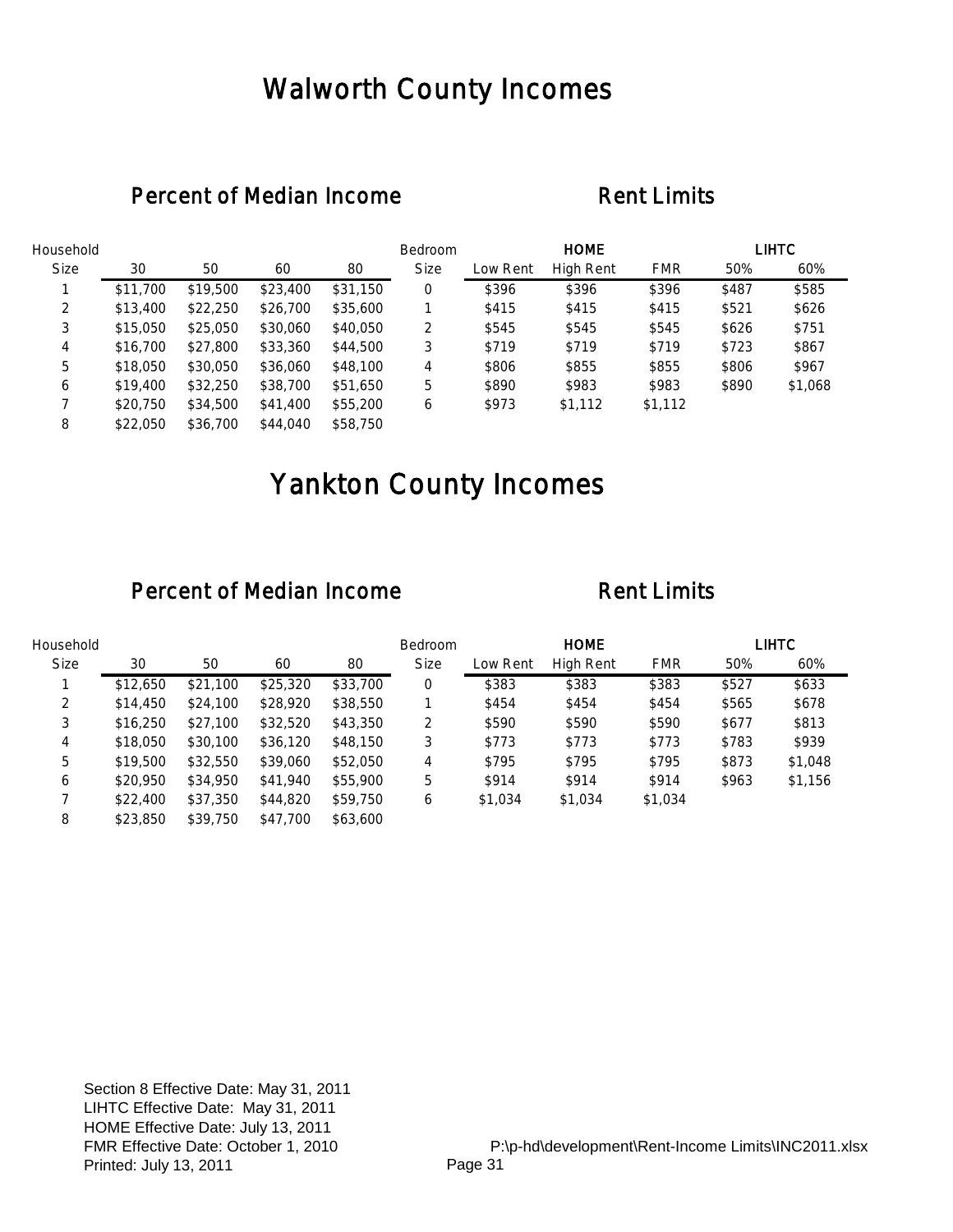# Walworth County Incomes

## Percent of Median Income / Rent Limits

| Household Size | 30 | 50 | 60 | 80 | Bedroom Size | HOME Low Rent | HOME High Rent | FMR | LIHTC 50% | LIHTC 60% |
|---|---|---|---|---|---|---|---|---|---|---|
| 1 | $11,700 | $19,500 | $23,400 | $31,150 | 0 | $396 | $396 | $396 | $487 | $585 |
| 2 | $13,400 | $22,250 | $26,700 | $35,600 | 1 | $415 | $415 | $415 | $521 | $626 |
| 3 | $15,050 | $25,050 | $30,060 | $40,050 | 2 | $545 | $545 | $545 | $626 | $751 |
| 4 | $16,700 | $27,800 | $33,360 | $44,500 | 3 | $719 | $719 | $719 | $723 | $867 |
| 5 | $18,050 | $30,050 | $36,060 | $48,100 | 4 | $806 | $855 | $855 | $806 | $967 |
| 6 | $19,400 | $32,250 | $38,700 | $51,650 | 5 | $890 | $983 | $983 | $890 | $1,068 |
| 7 | $20,750 | $34,500 | $41,400 | $55,200 | 6 | $973 | $1,112 | $1,112 | | |
| 8 | $22,050 | $36,700 | $44,040 | $58,750 | | | | | | |

# Yankton County Incomes

## Percent of Median Income / Rent Limits

| Household Size | 30 | 50 | 60 | 80 | Bedroom Size | HOME Low Rent | HOME High Rent | FMR | LIHTC 50% | LIHTC 60% |
|---|---|---|---|---|---|---|---|---|---|---|
| 1 | $12,650 | $21,100 | $25,320 | $33,700 | 0 | $383 | $383 | $383 | $527 | $633 |
| 2 | $14,450 | $24,100 | $28,920 | $38,550 | 1 | $454 | $454 | $454 | $565 | $678 |
| 3 | $16,250 | $27,100 | $32,520 | $43,350 | 2 | $590 | $590 | $590 | $677 | $813 |
| 4 | $18,050 | $30,100 | $36,120 | $48,150 | 3 | $773 | $773 | $773 | $783 | $939 |
| 5 | $19,500 | $32,550 | $39,060 | $52,050 | 4 | $795 | $795 | $795 | $873 | $1,048 |
| 6 | $20,950 | $34,950 | $41,940 | $55,900 | 5 | $914 | $914 | $914 | $963 | $1,156 |
| 7 | $22,400 | $37,350 | $44,820 | $59,750 | 6 | $1,034 | $1,034 | $1,034 | | |
| 8 | $23,850 | $39,750 | $47,700 | $63,600 | | | | | | |

Section 8 Effective Date: May 31, 2011
LIHTC Effective Date: May 31, 2011
HOME Effective Date: July 13, 2011
FMR Effective Date: October 1, 2010
Printed: July 13, 2011

P:\p-hd\development\Rent-Income Limits\INC2011.xlsx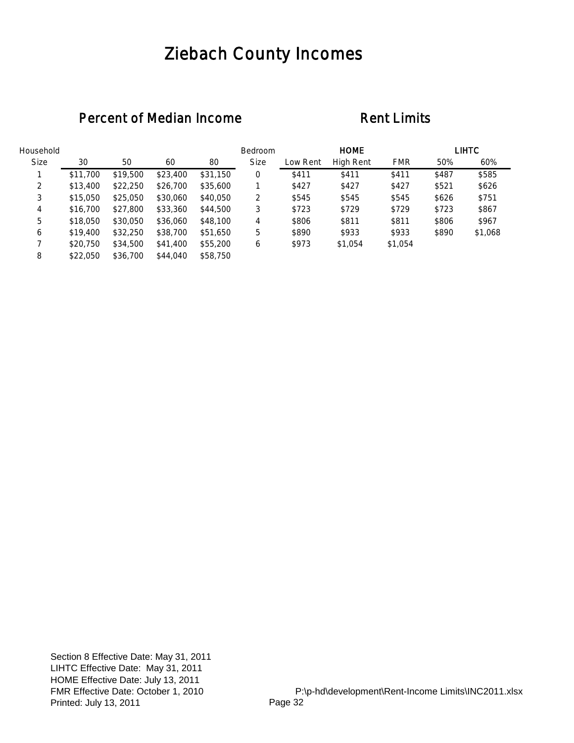# Ziebach County Incomes

## Percent of Median Income

| Household Size | 30 | 50 | 60 | 80 |
|---|---|---|---|---|
| 1 | $11,700 | $19,500 | $23,400 | $31,150 |
| 2 | $13,400 | $22,250 | $26,700 | $35,600 |
| 3 | $15,050 | $25,050 | $30,060 | $40,050 |
| 4 | $16,700 | $27,800 | $33,360 | $44,500 |
| 5 | $18,050 | $30,050 | $36,060 | $48,100 |
| 6 | $19,400 | $32,250 | $38,700 | $51,650 |
| 7 | $20,750 | $34,500 | $41,400 | $55,200 |
| 8 | $22,050 | $36,700 | $44,040 | $58,750 |

## Rent Limits

| Bedroom | HOME | | | LIHTC | |
|---|---|---|---|---|---|
| Size | Low Rent | High Rent | FMR | 50% | 60% |
| 0 | $411 | $411 | $411 | $487 | $585 |
| 1 | $427 | $427 | $427 | $521 | $626 |
| 2 | $545 | $545 | $545 | $626 | $751 |
| 3 | $723 | $729 | $729 | $723 | $867 |
| 4 | $806 | $811 | $811 | $806 | $967 |
| 5 | $890 | $933 | $933 | $890 | $1,068 |
| 6 | $973 | $1,054 | $1,054 | | |

Section 8 Effective Date: May 31, 2011
LIHTC Effective Date: May 31, 2011
HOME Effective Date: July 13, 2011
FMR Effective Date: October 1, 2010
Printed: July 13, 2011

P:\p-hd\development\Rent-Income Limits\INC2011.xlsx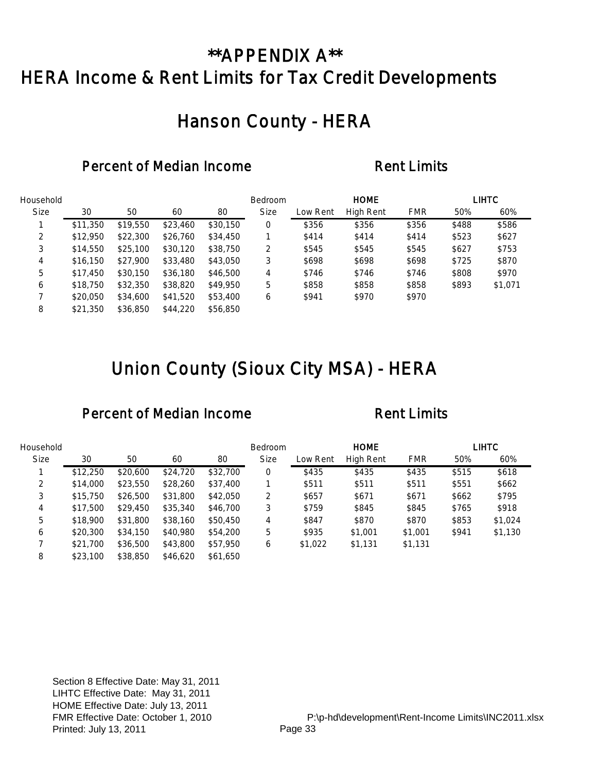# **APPENDIX A**
# HERA Income & Rent Limits for Tax Credit Developments

## Hanson County - HERA

### Percent of Median Income

| Household Size | 30 | 50 | 60 | 80 |
|---|---|---|---|---|
| 1 | $11,350 | $19,550 | $23,460 | $30,150 |
| 2 | $12,950 | $22,300 | $26,760 | $34,450 |
| 3 | $14,550 | $25,100 | $30,120 | $38,750 |
| 4 | $16,150 | $27,900 | $33,480 | $43,050 |
| 5 | $17,450 | $30,150 | $36,180 | $46,500 |
| 6 | $18,750 | $32,350 | $38,820 | $49,950 |
| 7 | $20,050 | $34,600 | $41,520 | $53,400 |
| 8 | $21,350 | $36,850 | $44,220 | $56,850 |

### Rent Limits

| Bedroom | HOME | | | LIHTC | |
|---|---|---|---|---|---|
| Size | Low Rent | High Rent | FMR | 50% | 60% |
| 0 | $356 | $356 | $356 | $488 | $586 |
| 1 | $414 | $414 | $414 | $523 | $627 |
| 2 | $545 | $545 | $545 | $627 | $753 |
| 3 | $698 | $698 | $698 | $725 | $870 |
| 4 | $746 | $746 | $746 | $808 | $970 |
| 5 | $858 | $858 | $858 | $893 | $1,071 |
| 6 | $941 | $970 | $970 | | |

## Union County (Sioux City MSA) - HERA

### Percent of Median Income

| Household Size | 30 | 50 | 60 | 80 |
|---|---|---|---|---|
| 1 | $12,250 | $20,600 | $24,720 | $32,700 |
| 2 | $14,000 | $23,550 | $28,260 | $37,400 |
| 3 | $15,750 | $26,500 | $31,800 | $42,050 |
| 4 | $17,500 | $29,450 | $35,340 | $46,700 |
| 5 | $18,900 | $31,800 | $38,160 | $50,450 |
| 6 | $20,300 | $34,150 | $40,980 | $54,200 |
| 7 | $21,700 | $36,500 | $43,800 | $57,950 |
| 8 | $23,100 | $38,850 | $46,620 | $61,650 |

### Rent Limits

| Bedroom | HOME | | | LIHTC | |
|---|---|---|---|---|---|
| Size | Low Rent | High Rent | FMR | 50% | 60% |
| 0 | $435 | $435 | $435 | $515 | $618 |
| 1 | $511 | $511 | $511 | $551 | $662 |
| 2 | $657 | $671 | $671 | $662 | $795 |
| 3 | $759 | $845 | $845 | $765 | $918 |
| 4 | $847 | $870 | $870 | $853 | $1,024 |
| 5 | $935 | $1,001 | $1,001 | $941 | $1,130 |
| 6 | $1,022 | $1,131 | $1,131 | | |

Section 8 Effective Date: May 31, 2011
LIHTC Effective Date: May 31, 2011
HOME Effective Date: July 13, 2011
FMR Effective Date: October 1, 2010
Printed: July 13, 2011

P:\p-hd\development\Rent-Income Limits\INC2011.xlsx